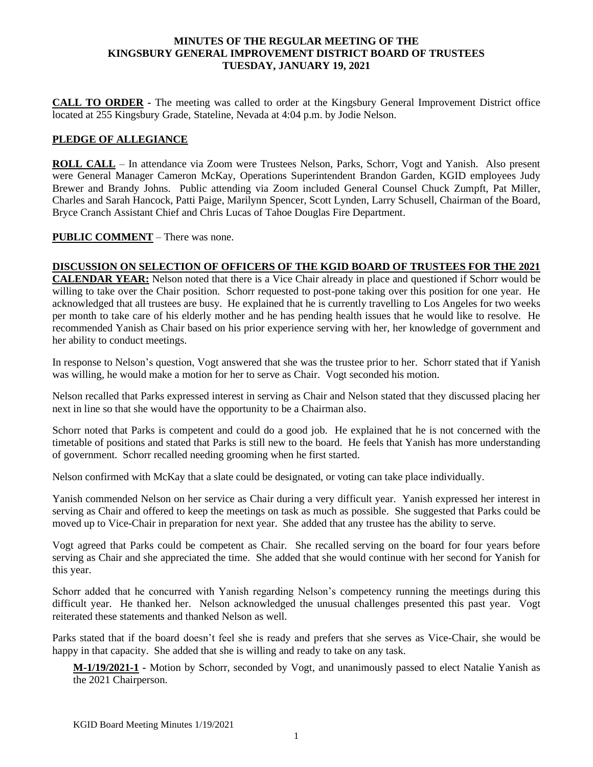# MINUTES OF THE REGULAR MEETING OF THE KINGSBURY GENERAL IMPROVEMENT DISTRICT BOARD OF TRUSTEES TUESDAY, JANUARY 19, 2021

**CALL TO ORDER** - The meeting was called to order at the Kingsbury General Improvement District office located at 255 Kingsbury Grade, Stateline, Nevada at 4:04 p.m. by Jodie Nelson.

**PLEDGE OF ALLEGIANCE**

**ROLL CALL** – In attendance via Zoom were Trustees Nelson, Parks, Schorr, Vogt and Yanish. Also present were General Manager Cameron McKay, Operations Superintendent Brandon Garden, KGID employees Judy Brewer and Brandy Johns. Public attending via Zoom included General Counsel Chuck Zumpft, Pat Miller, Charles and Sarah Hancock, Patti Paige, Marilynn Spencer, Scott Lynden, Larry Schusell, Chairman of the Board, Bryce Cranch Assistant Chief and Chris Lucas of Tahoe Douglas Fire Department.

**PUBLIC COMMENT** – There was none.

**DISCUSSION ON SELECTION OF OFFICERS OF THE KGID BOARD OF TRUSTEES FOR THE 2021 CALENDAR YEAR:** Nelson noted that there is a Vice Chair already in place and questioned if Schorr would be willing to take over the Chair position. Schorr requested to post-pone taking over this position for one year. He acknowledged that all trustees are busy. He explained that he is currently travelling to Los Angeles for two weeks per month to take care of his elderly mother and he has pending health issues that he would like to resolve. He recommended Yanish as Chair based on his prior experience serving with her, her knowledge of government and her ability to conduct meetings.

In response to Nelson's question, Vogt answered that she was the trustee prior to her. Schorr stated that if Yanish was willing, he would make a motion for her to serve as Chair. Vogt seconded his motion.

Nelson recalled that Parks expressed interest in serving as Chair and Nelson stated that they discussed placing her next in line so that she would have the opportunity to be a Chairman also.

Schorr noted that Parks is competent and could do a good job. He explained that he is not concerned with the timetable of positions and stated that Parks is still new to the board. He feels that Yanish has more understanding of government. Schorr recalled needing grooming when he first started.

Nelson confirmed with McKay that a slate could be designated, or voting can take place individually.

Yanish commended Nelson on her service as Chair during a very difficult year. Yanish expressed her interest in serving as Chair and offered to keep the meetings on task as much as possible. She suggested that Parks could be moved up to Vice-Chair in preparation for next year. She added that any trustee has the ability to serve.

Vogt agreed that Parks could be competent as Chair. She recalled serving on the board for four years before serving as Chair and she appreciated the time. She added that she would continue with her second for Yanish for this year.

Schorr added that he concurred with Yanish regarding Nelson's competency running the meetings during this difficult year. He thanked her. Nelson acknowledged the unusual challenges presented this past year. Vogt reiterated these statements and thanked Nelson as well.

Parks stated that if the board doesn't feel she is ready and prefers that she serves as Vice-Chair, she would be happy in that capacity. She added that she is willing and ready to take on any task.

**M-1/19/2021-1** - Motion by Schorr, seconded by Vogt, and unanimously passed to elect Natalie Yanish as the 2021 Chairperson.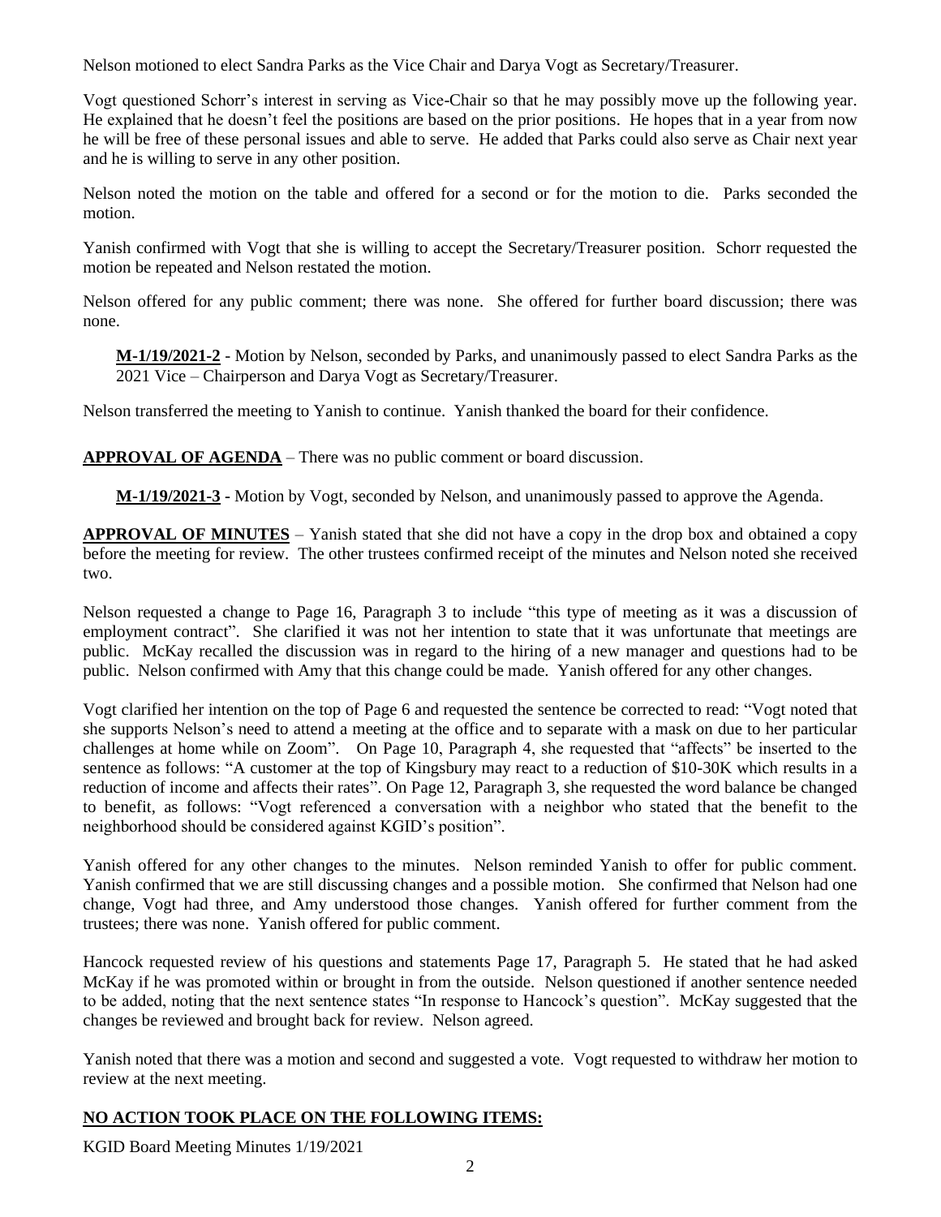Nelson motioned to elect Sandra Parks as the Vice Chair and Darya Vogt as Secretary/Treasurer.

Vogt questioned Schorr's interest in serving as Vice-Chair so that he may possibly move up the following year. He explained that he doesn't feel the positions are based on the prior positions. He hopes that in a year from now he will be free of these personal issues and able to serve. He added that Parks could also serve as Chair next year and he is willing to serve in any other position.

Nelson noted the motion on the table and offered for a second or for the motion to die. Parks seconded the motion.

Yanish confirmed with Vogt that she is willing to accept the Secretary/Treasurer position. Schorr requested the motion be repeated and Nelson restated the motion.

Nelson offered for any public comment; there was none. She offered for further board discussion; there was none.

> **M-1/19/2021-2** - Motion by Nelson, seconded by Parks, and unanimously passed to elect Sandra Parks as the 2021 Vice – Chairperson and Darya Vogt as Secretary/Treasurer.

Nelson transferred the meeting to Yanish to continue. Yanish thanked the board for their confidence.

**APPROVAL OF AGENDA** – There was no public comment or board discussion.

> **M-1/19/2021-3 -** Motion by Vogt, seconded by Nelson, and unanimously passed to approve the Agenda.

**APPROVAL OF MINUTES** – Yanish stated that she did not have a copy in the drop box and obtained a copy before the meeting for review. The other trustees confirmed receipt of the minutes and Nelson noted she received two.

Nelson requested a change to Page 16, Paragraph 3 to include "this type of meeting as it was a discussion of employment contract". She clarified it was not her intention to state that it was unfortunate that meetings are public. McKay recalled the discussion was in regard to the hiring of a new manager and questions had to be public. Nelson confirmed with Amy that this change could be made. Yanish offered for any other changes.

Vogt clarified her intention on the top of Page 6 and requested the sentence be corrected to read: "Vogt noted that she supports Nelson's need to attend a meeting at the office and to separate with a mask on due to her particular challenges at home while on Zoom". On Page 10, Paragraph 4, she requested that "affects" be inserted to the sentence as follows: "A customer at the top of Kingsbury may react to a reduction of $10-30K which results in a reduction of income and affects their rates". On Page 12, Paragraph 3, she requested the word balance be changed to benefit, as follows: "Vogt referenced a conversation with a neighbor who stated that the benefit to the neighborhood should be considered against KGID's position".

Yanish offered for any other changes to the minutes. Nelson reminded Yanish to offer for public comment. Yanish confirmed that we are still discussing changes and a possible motion. She confirmed that Nelson had one change, Vogt had three, and Amy understood those changes. Yanish offered for further comment from the trustees; there was none. Yanish offered for public comment.

Hancock requested review of his questions and statements Page 17, Paragraph 5. He stated that he had asked McKay if he was promoted within or brought in from the outside. Nelson questioned if another sentence needed to be added, noting that the next sentence states "In response to Hancock's question". McKay suggested that the changes be reviewed and brought back for review. Nelson agreed.

Yanish noted that there was a motion and second and suggested a vote. Vogt requested to withdraw her motion to review at the next meeting.

**NO ACTION TOOK PLACE ON THE FOLLOWING ITEMS:**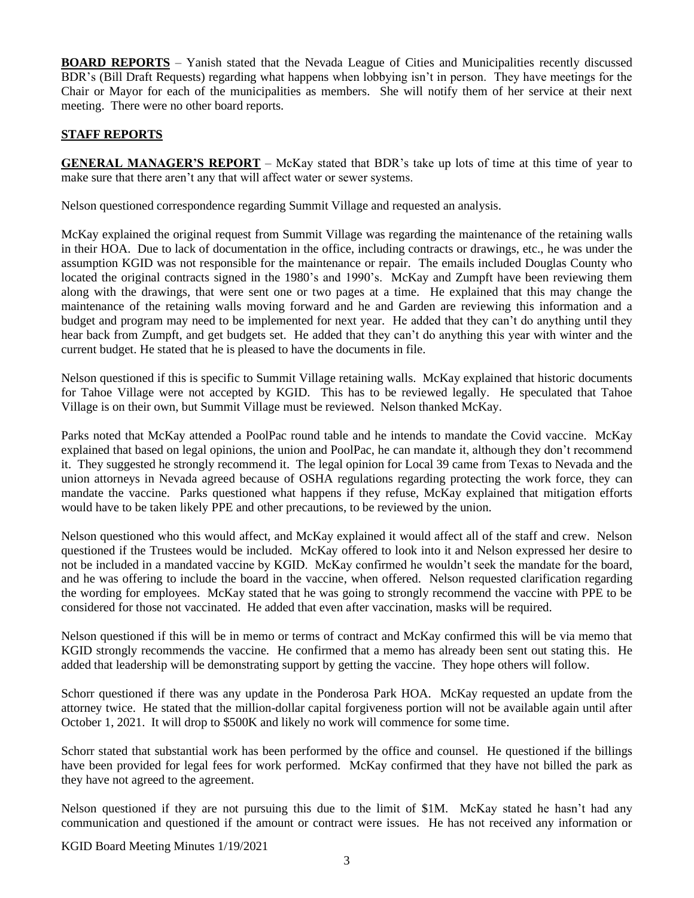**BOARD REPORTS** – Yanish stated that the Nevada League of Cities and Municipalities recently discussed BDR's (Bill Draft Requests) regarding what happens when lobbying isn't in person. They have meetings for the Chair or Mayor for each of the municipalities as members. She will notify them of her service at their next meeting. There were no other board reports.

**STAFF REPORTS**

**GENERAL MANAGER'S REPORT** – McKay stated that BDR's take up lots of time at this time of year to make sure that there aren't any that will affect water or sewer systems.

Nelson questioned correspondence regarding Summit Village and requested an analysis.

McKay explained the original request from Summit Village was regarding the maintenance of the retaining walls in their HOA. Due to lack of documentation in the office, including contracts or drawings, etc., he was under the assumption KGID was not responsible for the maintenance or repair. The emails included Douglas County who located the original contracts signed in the 1980's and 1990's. McKay and Zumpft have been reviewing them along with the drawings, that were sent one or two pages at a time. He explained that this may change the maintenance of the retaining walls moving forward and he and Garden are reviewing this information and a budget and program may need to be implemented for next year. He added that they can't do anything until they hear back from Zumpft, and get budgets set. He added that they can't do anything this year with winter and the current budget. He stated that he is pleased to have the documents in file.

Nelson questioned if this is specific to Summit Village retaining walls. McKay explained that historic documents for Tahoe Village were not accepted by KGID. This has to be reviewed legally. He speculated that Tahoe Village is on their own, but Summit Village must be reviewed. Nelson thanked McKay.

Parks noted that McKay attended a PoolPac round table and he intends to mandate the Covid vaccine. McKay explained that based on legal opinions, the union and PoolPac, he can mandate it, although they don't recommend it. They suggested he strongly recommend it. The legal opinion for Local 39 came from Texas to Nevada and the union attorneys in Nevada agreed because of OSHA regulations regarding protecting the work force, they can mandate the vaccine. Parks questioned what happens if they refuse, McKay explained that mitigation efforts would have to be taken likely PPE and other precautions, to be reviewed by the union.

Nelson questioned who this would affect, and McKay explained it would affect all of the staff and crew. Nelson questioned if the Trustees would be included. McKay offered to look into it and Nelson expressed her desire to not be included in a mandated vaccine by KGID. McKay confirmed he wouldn't seek the mandate for the board, and he was offering to include the board in the vaccine, when offered. Nelson requested clarification regarding the wording for employees. McKay stated that he was going to strongly recommend the vaccine with PPE to be considered for those not vaccinated. He added that even after vaccination, masks will be required.

Nelson questioned if this will be in memo or terms of contract and McKay confirmed this will be via memo that KGID strongly recommends the vaccine. He confirmed that a memo has already been sent out stating this. He added that leadership will be demonstrating support by getting the vaccine. They hope others will follow.

Schorr questioned if there was any update in the Ponderosa Park HOA. McKay requested an update from the attorney twice. He stated that the million-dollar capital forgiveness portion will not be available again until after October 1, 2021. It will drop to $500K and likely no work will commence for some time.

Schorr stated that substantial work has been performed by the office and counsel. He questioned if the billings have been provided for legal fees for work performed. McKay confirmed that they have not billed the park as they have not agreed to the agreement.

Nelson questioned if they are not pursuing this due to the limit of $1M. McKay stated he hasn't had any communication and questioned if the amount or contract were issues. He has not received any information or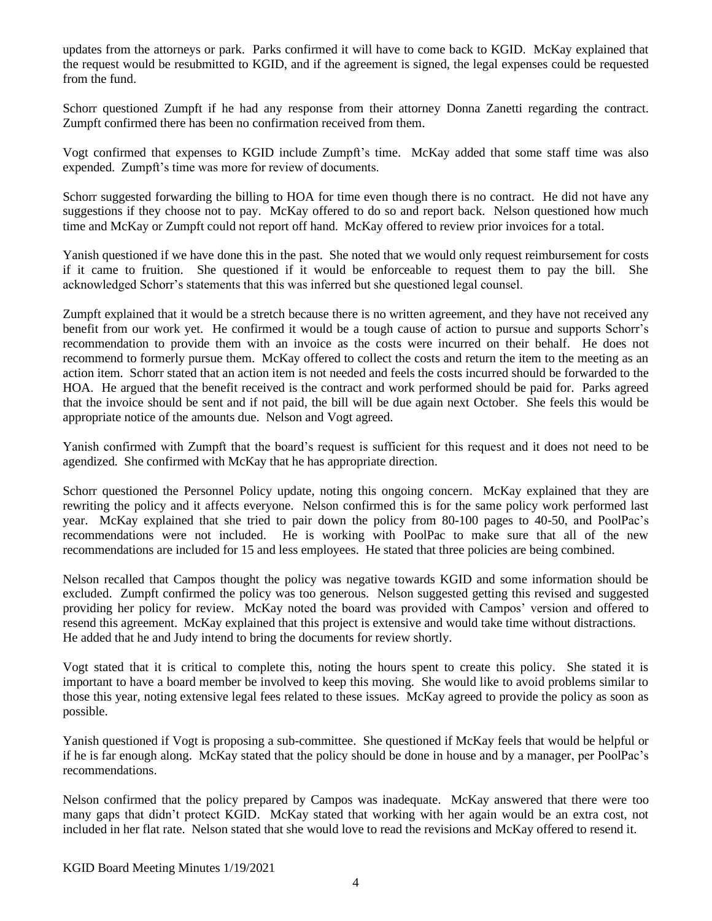updates from the attorneys or park. Parks confirmed it will have to come back to KGID. McKay explained that the request would be resubmitted to KGID, and if the agreement is signed, the legal expenses could be requested from the fund.

Schorr questioned Zumpft if he had any response from their attorney Donna Zanetti regarding the contract. Zumpft confirmed there has been no confirmation received from them.

Vogt confirmed that expenses to KGID include Zumpft's time. McKay added that some staff time was also expended. Zumpft's time was more for review of documents.

Schorr suggested forwarding the billing to HOA for time even though there is no contract. He did not have any suggestions if they choose not to pay. McKay offered to do so and report back. Nelson questioned how much time and McKay or Zumpft could not report off hand. McKay offered to review prior invoices for a total.

Yanish questioned if we have done this in the past. She noted that we would only request reimbursement for costs if it came to fruition. She questioned if it would be enforceable to request them to pay the bill. She acknowledged Schorr's statements that this was inferred but she questioned legal counsel.

Zumpft explained that it would be a stretch because there is no written agreement, and they have not received any benefit from our work yet. He confirmed it would be a tough cause of action to pursue and supports Schorr's recommendation to provide them with an invoice as the costs were incurred on their behalf. He does not recommend to formerly pursue them. McKay offered to collect the costs and return the item to the meeting as an action item. Schorr stated that an action item is not needed and feels the costs incurred should be forwarded to the HOA. He argued that the benefit received is the contract and work performed should be paid for. Parks agreed that the invoice should be sent and if not paid, the bill will be due again next October. She feels this would be appropriate notice of the amounts due. Nelson and Vogt agreed.

Yanish confirmed with Zumpft that the board's request is sufficient for this request and it does not need to be agendized. She confirmed with McKay that he has appropriate direction.

Schorr questioned the Personnel Policy update, noting this ongoing concern. McKay explained that they are rewriting the policy and it affects everyone. Nelson confirmed this is for the same policy work performed last year. McKay explained that she tried to pair down the policy from 80-100 pages to 40-50, and PoolPac's recommendations were not included. He is working with PoolPac to make sure that all of the new recommendations are included for 15 and less employees. He stated that three policies are being combined.

Nelson recalled that Campos thought the policy was negative towards KGID and some information should be excluded. Zumpft confirmed the policy was too generous. Nelson suggested getting this revised and suggested providing her policy for review. McKay noted the board was provided with Campos' version and offered to resend this agreement. McKay explained that this project is extensive and would take time without distractions. He added that he and Judy intend to bring the documents for review shortly.

Vogt stated that it is critical to complete this, noting the hours spent to create this policy. She stated it is important to have a board member be involved to keep this moving. She would like to avoid problems similar to those this year, noting extensive legal fees related to these issues. McKay agreed to provide the policy as soon as possible.

Yanish questioned if Vogt is proposing a sub-committee. She questioned if McKay feels that would be helpful or if he is far enough along. McKay stated that the policy should be done in house and by a manager, per PoolPac's recommendations.

Nelson confirmed that the policy prepared by Campos was inadequate. McKay answered that there were too many gaps that didn't protect KGID. McKay stated that working with her again would be an extra cost, not included in her flat rate. Nelson stated that she would love to read the revisions and McKay offered to resend it.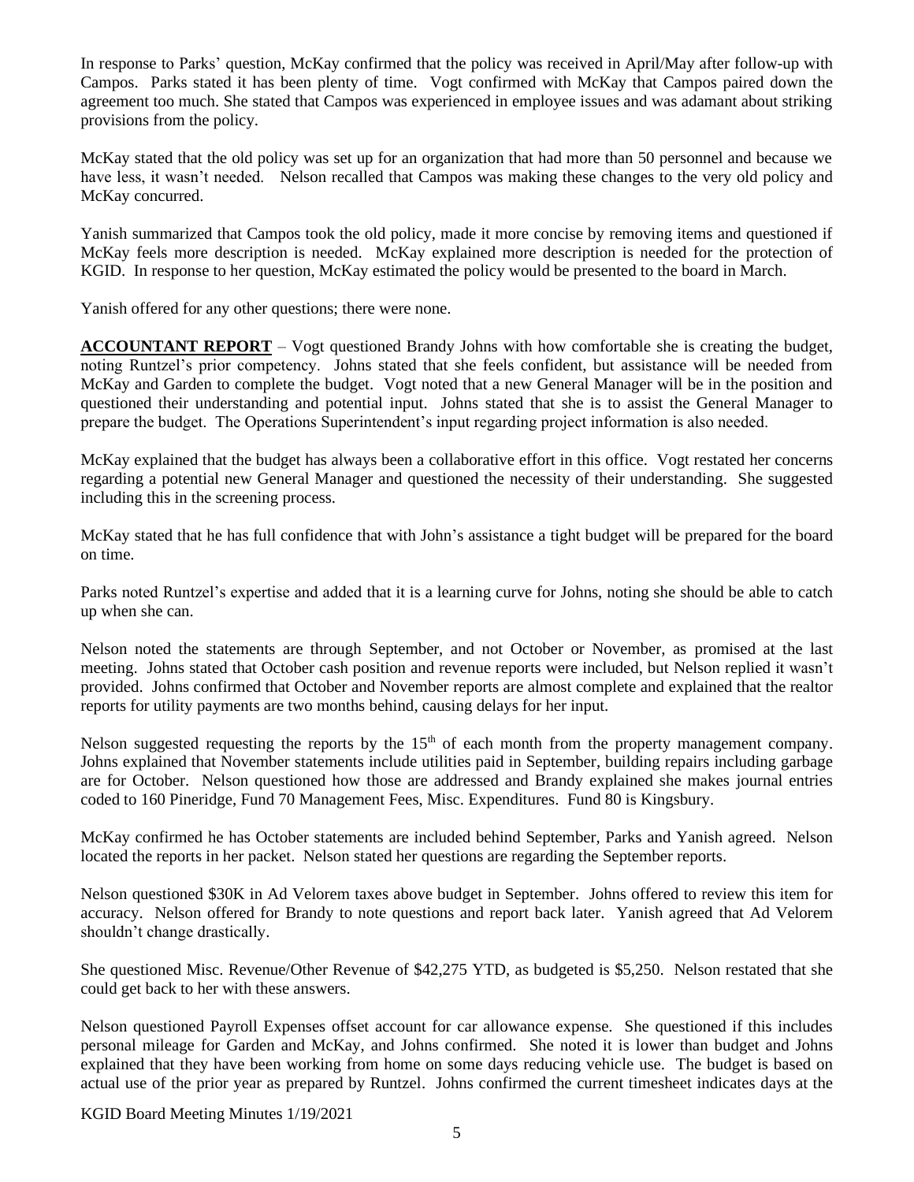In response to Parks' question, McKay confirmed that the policy was received in April/May after follow-up with Campos. Parks stated it has been plenty of time. Vogt confirmed with McKay that Campos paired down the agreement too much. She stated that Campos was experienced in employee issues and was adamant about striking provisions from the policy.

McKay stated that the old policy was set up for an organization that had more than 50 personnel and because we have less, it wasn't needed. Nelson recalled that Campos was making these changes to the very old policy and McKay concurred.

Yanish summarized that Campos took the old policy, made it more concise by removing items and questioned if McKay feels more description is needed. McKay explained more description is needed for the protection of KGID. In response to her question, McKay estimated the policy would be presented to the board in March.

Yanish offered for any other questions; there were none.

**ACCOUNTANT REPORT** – Vogt questioned Brandy Johns with how comfortable she is creating the budget, noting Runtzel's prior competency. Johns stated that she feels confident, but assistance will be needed from McKay and Garden to complete the budget. Vogt noted that a new General Manager will be in the position and questioned their understanding and potential input. Johns stated that she is to assist the General Manager to prepare the budget. The Operations Superintendent's input regarding project information is also needed.

McKay explained that the budget has always been a collaborative effort in this office. Vogt restated her concerns regarding a potential new General Manager and questioned the necessity of their understanding. She suggested including this in the screening process.

McKay stated that he has full confidence that with John's assistance a tight budget will be prepared for the board on time.

Parks noted Runtzel's expertise and added that it is a learning curve for Johns, noting she should be able to catch up when she can.

Nelson noted the statements are through September, and not October or November, as promised at the last meeting. Johns stated that October cash position and revenue reports were included, but Nelson replied it wasn't provided. Johns confirmed that October and November reports are almost complete and explained that the realtor reports for utility payments are two months behind, causing delays for her input.

Nelson suggested requesting the reports by the 15th of each month from the property management company. Johns explained that November statements include utilities paid in September, building repairs including garbage are for October. Nelson questioned how those are addressed and Brandy explained she makes journal entries coded to 160 Pineridge, Fund 70 Management Fees, Misc. Expenditures. Fund 80 is Kingsbury.

McKay confirmed he has October statements are included behind September, Parks and Yanish agreed. Nelson located the reports in her packet. Nelson stated her questions are regarding the September reports.

Nelson questioned $30K in Ad Velorem taxes above budget in September. Johns offered to review this item for accuracy. Nelson offered for Brandy to note questions and report back later. Yanish agreed that Ad Velorem shouldn't change drastically.

She questioned Misc. Revenue/Other Revenue of $42,275 YTD, as budgeted is $5,250. Nelson restated that she could get back to her with these answers.

Nelson questioned Payroll Expenses offset account for car allowance expense. She questioned if this includes personal mileage for Garden and McKay, and Johns confirmed. She noted it is lower than budget and Johns explained that they have been working from home on some days reducing vehicle use. The budget is based on actual use of the prior year as prepared by Runtzel. Johns confirmed the current timesheet indicates days at the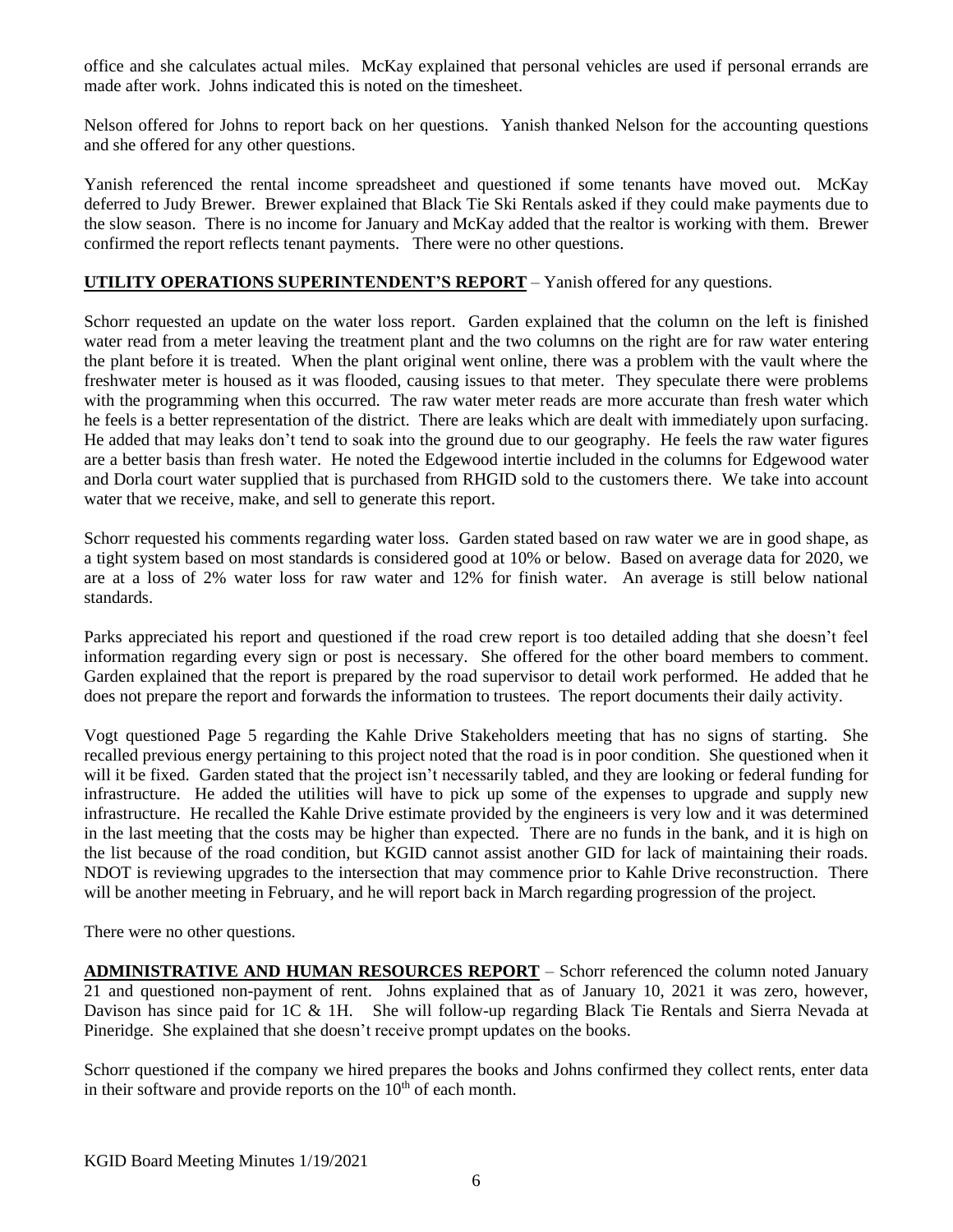office and she calculates actual miles. McKay explained that personal vehicles are used if personal errands are made after work. Johns indicated this is noted on the timesheet.

Nelson offered for Johns to report back on her questions. Yanish thanked Nelson for the accounting questions and she offered for any other questions.

Yanish referenced the rental income spreadsheet and questioned if some tenants have moved out. McKay deferred to Judy Brewer. Brewer explained that Black Tie Ski Rentals asked if they could make payments due to the slow season. There is no income for January and McKay added that the realtor is working with them. Brewer confirmed the report reflects tenant payments. There were no other questions.

**UTILITY OPERATIONS SUPERINTENDENT'S REPORT** – Yanish offered for any questions.

Schorr requested an update on the water loss report. Garden explained that the column on the left is finished water read from a meter leaving the treatment plant and the two columns on the right are for raw water entering the plant before it is treated. When the plant original went online, there was a problem with the vault where the freshwater meter is housed as it was flooded, causing issues to that meter. They speculate there were problems with the programming when this occurred. The raw water meter reads are more accurate than fresh water which he feels is a better representation of the district. There are leaks which are dealt with immediately upon surfacing. He added that may leaks don't tend to soak into the ground due to our geography. He feels the raw water figures are a better basis than fresh water. He noted the Edgewood intertie included in the columns for Edgewood water and Dorla court water supplied that is purchased from RHGID sold to the customers there. We take into account water that we receive, make, and sell to generate this report.

Schorr requested his comments regarding water loss. Garden stated based on raw water we are in good shape, as a tight system based on most standards is considered good at 10% or below. Based on average data for 2020, we are at a loss of 2% water loss for raw water and 12% for finish water. An average is still below national standards.

Parks appreciated his report and questioned if the road crew report is too detailed adding that she doesn't feel information regarding every sign or post is necessary. She offered for the other board members to comment. Garden explained that the report is prepared by the road supervisor to detail work performed. He added that he does not prepare the report and forwards the information to trustees. The report documents their daily activity.

Vogt questioned Page 5 regarding the Kahle Drive Stakeholders meeting that has no signs of starting. She recalled previous energy pertaining to this project noted that the road is in poor condition. She questioned when it will it be fixed. Garden stated that the project isn't necessarily tabled, and they are looking or federal funding for infrastructure. He added the utilities will have to pick up some of the expenses to upgrade and supply new infrastructure. He recalled the Kahle Drive estimate provided by the engineers is very low and it was determined in the last meeting that the costs may be higher than expected. There are no funds in the bank, and it is high on the list because of the road condition, but KGID cannot assist another GID for lack of maintaining their roads. NDOT is reviewing upgrades to the intersection that may commence prior to Kahle Drive reconstruction. There will be another meeting in February, and he will report back in March regarding progression of the project.

There were no other questions.

**ADMINISTRATIVE AND HUMAN RESOURCES REPORT** – Schorr referenced the column noted January 21 and questioned non-payment of rent. Johns explained that as of January 10, 2021 it was zero, however, Davison has since paid for 1C & 1H. She will follow-up regarding Black Tie Rentals and Sierra Nevada at Pineridge. She explained that she doesn't receive prompt updates on the books.

Schorr questioned if the company we hired prepares the books and Johns confirmed they collect rents, enter data in their software and provide reports on the 10th of each month.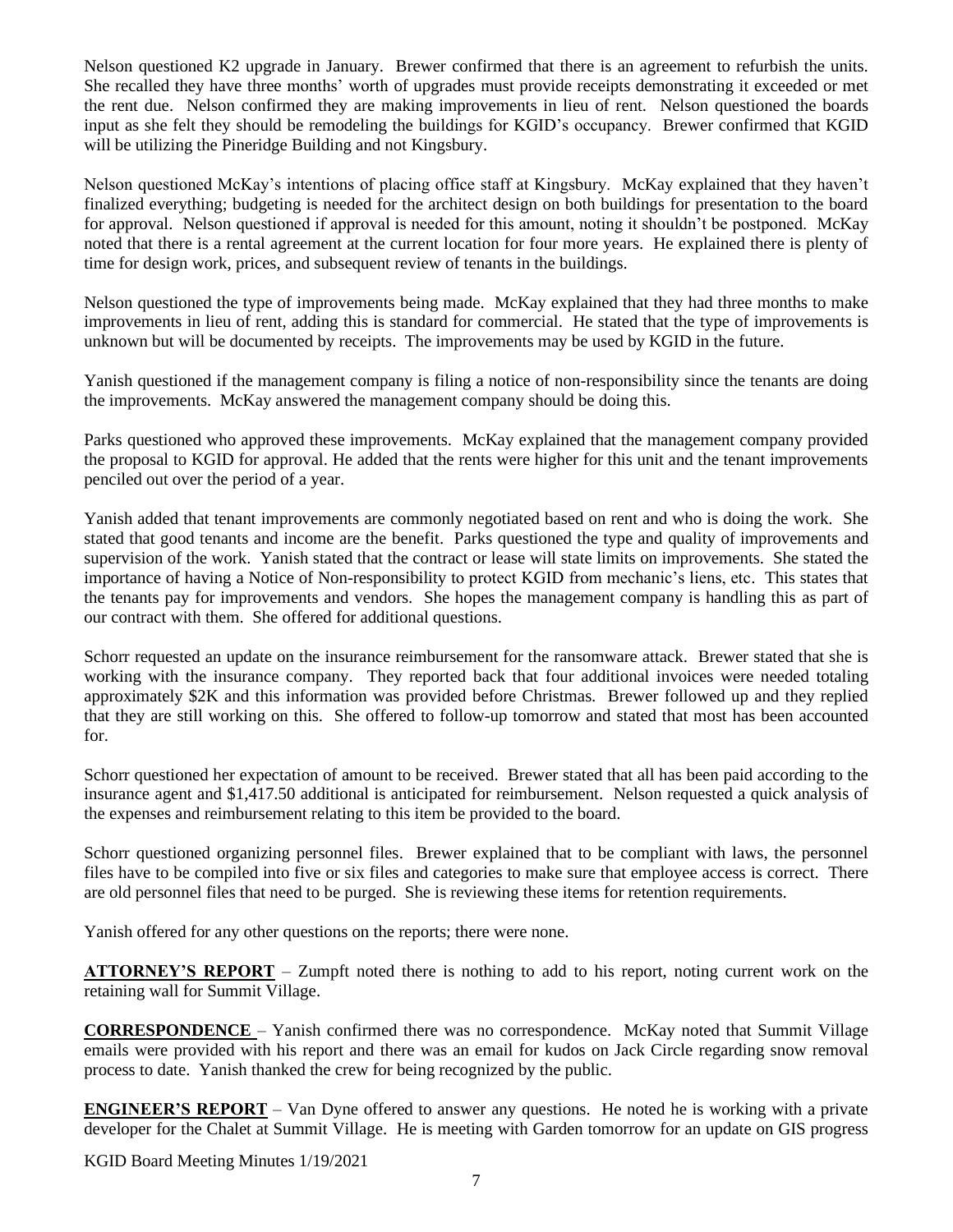Nelson questioned K2 upgrade in January. Brewer confirmed that there is an agreement to refurbish the units. She recalled they have three months' worth of upgrades must provide receipts demonstrating it exceeded or met the rent due. Nelson confirmed they are making improvements in lieu of rent. Nelson questioned the boards input as she felt they should be remodeling the buildings for KGID's occupancy. Brewer confirmed that KGID will be utilizing the Pineridge Building and not Kingsbury.

Nelson questioned McKay's intentions of placing office staff at Kingsbury. McKay explained that they haven't finalized everything; budgeting is needed for the architect design on both buildings for presentation to the board for approval. Nelson questioned if approval is needed for this amount, noting it shouldn't be postponed. McKay noted that there is a rental agreement at the current location for four more years. He explained there is plenty of time for design work, prices, and subsequent review of tenants in the buildings.

Nelson questioned the type of improvements being made. McKay explained that they had three months to make improvements in lieu of rent, adding this is standard for commercial. He stated that the type of improvements is unknown but will be documented by receipts. The improvements may be used by KGID in the future.

Yanish questioned if the management company is filing a notice of non-responsibility since the tenants are doing the improvements. McKay answered the management company should be doing this.

Parks questioned who approved these improvements. McKay explained that the management company provided the proposal to KGID for approval. He added that the rents were higher for this unit and the tenant improvements penciled out over the period of a year.

Yanish added that tenant improvements are commonly negotiated based on rent and who is doing the work. She stated that good tenants and income are the benefit. Parks questioned the type and quality of improvements and supervision of the work. Yanish stated that the contract or lease will state limits on improvements. She stated the importance of having a Notice of Non-responsibility to protect KGID from mechanic's liens, etc. This states that the tenants pay for improvements and vendors. She hopes the management company is handling this as part of our contract with them. She offered for additional questions.

Schorr requested an update on the insurance reimbursement for the ransomware attack. Brewer stated that she is working with the insurance company. They reported back that four additional invoices were needed totaling approximately $2K and this information was provided before Christmas. Brewer followed up and they replied that they are still working on this. She offered to follow-up tomorrow and stated that most has been accounted for.

Schorr questioned her expectation of amount to be received. Brewer stated that all has been paid according to the insurance agent and $1,417.50 additional is anticipated for reimbursement. Nelson requested a quick analysis of the expenses and reimbursement relating to this item be provided to the board.

Schorr questioned organizing personnel files. Brewer explained that to be compliant with laws, the personnel files have to be compiled into five or six files and categories to make sure that employee access is correct. There are old personnel files that need to be purged. She is reviewing these items for retention requirements.

Yanish offered for any other questions on the reports; there were none.

**ATTORNEY'S REPORT** – Zumpft noted there is nothing to add to his report, noting current work on the retaining wall for Summit Village.

**CORRESPONDENCE** – Yanish confirmed there was no correspondence. McKay noted that Summit Village emails were provided with his report and there was an email for kudos on Jack Circle regarding snow removal process to date. Yanish thanked the crew for being recognized by the public.

**ENGINEER'S REPORT** – Van Dyne offered to answer any questions. He noted he is working with a private developer for the Chalet at Summit Village. He is meeting with Garden tomorrow for an update on GIS progress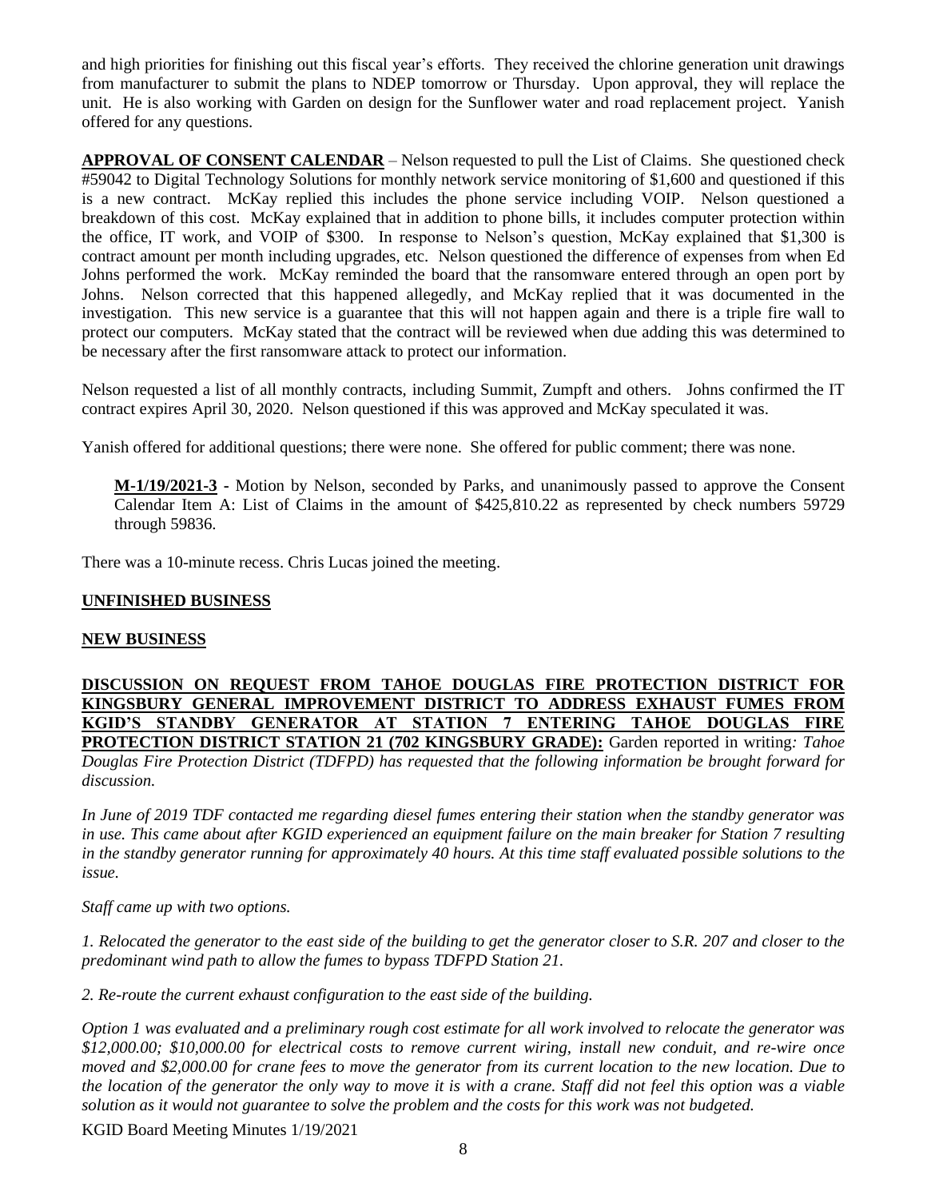and high priorities for finishing out this fiscal year's efforts. They received the chlorine generation unit drawings from manufacturer to submit the plans to NDEP tomorrow or Thursday. Upon approval, they will replace the unit. He is also working with Garden on design for the Sunflower water and road replacement project. Yanish offered for any questions.

**APPROVAL OF CONSENT CALENDAR** – Nelson requested to pull the List of Claims. She questioned check #59042 to Digital Technology Solutions for monthly network service monitoring of $1,600 and questioned if this is a new contract. McKay replied this includes the phone service including VOIP. Nelson questioned a breakdown of this cost. McKay explained that in addition to phone bills, it includes computer protection within the office, IT work, and VOIP of $300. In response to Nelson's question, McKay explained that $1,300 is contract amount per month including upgrades, etc. Nelson questioned the difference of expenses from when Ed Johns performed the work. McKay reminded the board that the ransomware entered through an open port by Johns. Nelson corrected that this happened allegedly, and McKay replied that it was documented in the investigation. This new service is a guarantee that this will not happen again and there is a triple fire wall to protect our computers. McKay stated that the contract will be reviewed when due adding this was determined to be necessary after the first ransomware attack to protect our information.

Nelson requested a list of all monthly contracts, including Summit, Zumpft and others. Johns confirmed the IT contract expires April 30, 2020. Nelson questioned if this was approved and McKay speculated it was.

Yanish offered for additional questions; there were none. She offered for public comment; there was none.

> **M-1/19/2021-3 -** Motion by Nelson, seconded by Parks, and unanimously passed to approve the Consent Calendar Item A: List of Claims in the amount of $425,810.22 as represented by check numbers 59729 through 59836.

There was a 10-minute recess. Chris Lucas joined the meeting.

**UNFINISHED BUSINESS**

**NEW BUSINESS**

**DISCUSSION ON REQUEST FROM TAHOE DOUGLAS FIRE PROTECTION DISTRICT FOR KINGSBURY GENERAL IMPROVEMENT DISTRICT TO ADDRESS EXHAUST FUMES FROM KGID'S STANDBY GENERATOR AT STATION 7 ENTERING TAHOE DOUGLAS FIRE PROTECTION DISTRICT STATION 21 (702 KINGSBURY GRADE):** Garden reported in writing: *Tahoe Douglas Fire Protection District (TDFPD) has requested that the following information be brought forward for discussion.*

*In June of 2019 TDF contacted me regarding diesel fumes entering their station when the standby generator was in use. This came about after KGID experienced an equipment failure on the main breaker for Station 7 resulting in the standby generator running for approximately 40 hours. At this time staff evaluated possible solutions to the issue.*

*Staff came up with two options.*

*1. Relocated the generator to the east side of the building to get the generator closer to S.R. 207 and closer to the predominant wind path to allow the fumes to bypass TDFPD Station 21.*

*2. Re-route the current exhaust configuration to the east side of the building.*

*Option 1 was evaluated and a preliminary rough cost estimate for all work involved to relocate the generator was $12,000.00; $10,000.00 for electrical costs to remove current wiring, install new conduit, and re-wire once moved and $2,000.00 for crane fees to move the generator from its current location to the new location. Due to the location of the generator the only way to move it is with a crane. Staff did not feel this option was a viable solution as it would not guarantee to solve the problem and the costs for this work was not budgeted.*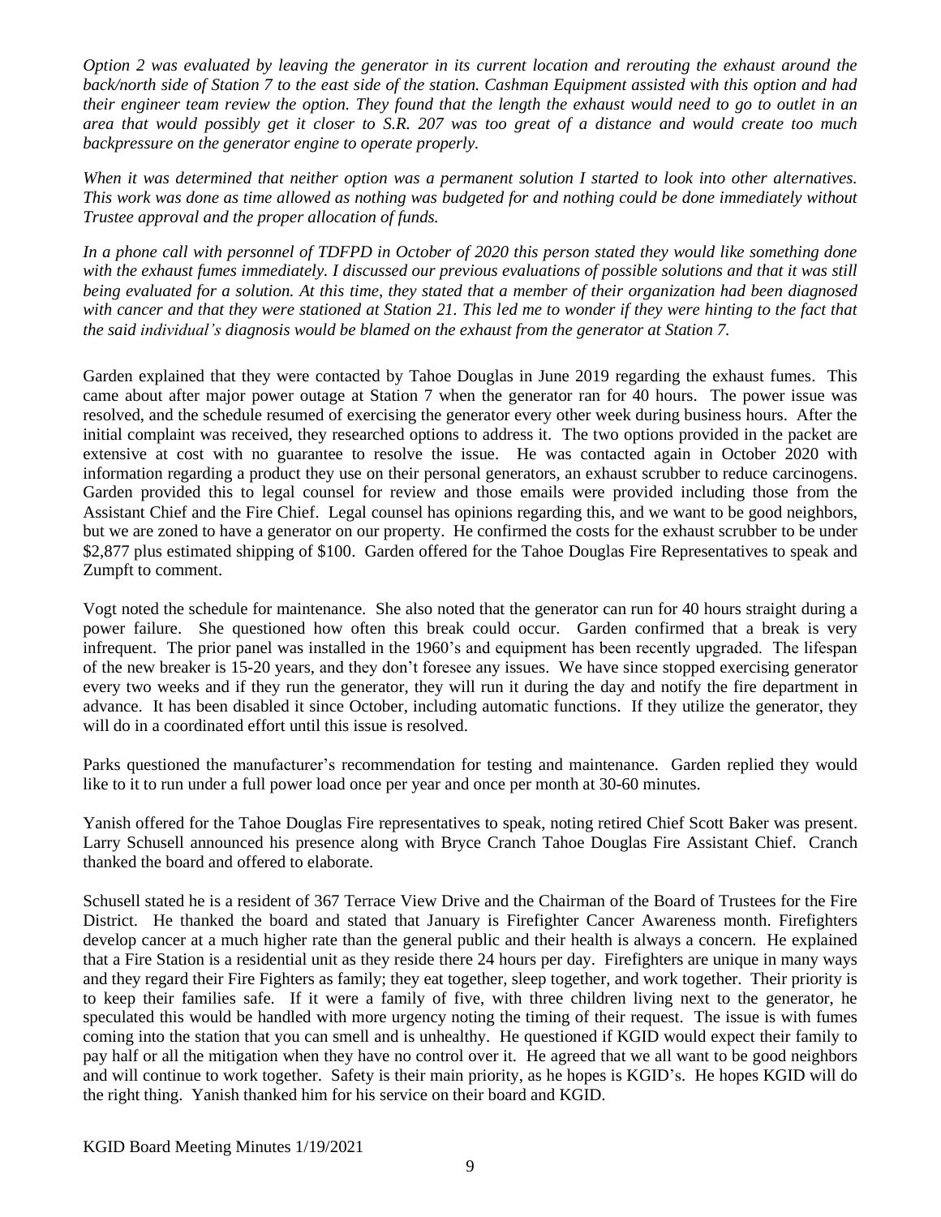*Option 2 was evaluated by leaving the generator in its current location and rerouting the exhaust around the back/north side of Station 7 to the east side of the station. Cashman Equipment assisted with this option and had their engineer team review the option. They found that the length the exhaust would need to go to outlet in an area that would possibly get it closer to S.R. 207 was too great of a distance and would create too much backpressure on the generator engine to operate properly.*

*When it was determined that neither option was a permanent solution I started to look into other alternatives. This work was done as time allowed as nothing was budgeted for and nothing could be done immediately without Trustee approval and the proper allocation of funds.*

*In a phone call with personnel of TDFPD in October of 2020 this person stated they would like something done with the exhaust fumes immediately. I discussed our previous evaluations of possible solutions and that it was still being evaluated for a solution. At this time, they stated that a member of their organization had been diagnosed with cancer and that they were stationed at Station 21. This led me to wonder if they were hinting to the fact that the said individual's diagnosis would be blamed on the exhaust from the generator at Station 7.*

Garden explained that they were contacted by Tahoe Douglas in June 2019 regarding the exhaust fumes. This came about after major power outage at Station 7 when the generator ran for 40 hours. The power issue was resolved, and the schedule resumed of exercising the generator every other week during business hours. After the initial complaint was received, they researched options to address it. The two options provided in the packet are extensive at cost with no guarantee to resolve the issue. He was contacted again in October 2020 with information regarding a product they use on their personal generators, an exhaust scrubber to reduce carcinogens. Garden provided this to legal counsel for review and those emails were provided including those from the Assistant Chief and the Fire Chief. Legal counsel has opinions regarding this, and we want to be good neighbors, but we are zoned to have a generator on our property. He confirmed the costs for the exhaust scrubber to be under $2,877 plus estimated shipping of $100. Garden offered for the Tahoe Douglas Fire Representatives to speak and Zumpft to comment.

Vogt noted the schedule for maintenance. She also noted that the generator can run for 40 hours straight during a power failure. She questioned how often this break could occur. Garden confirmed that a break is very infrequent. The prior panel was installed in the 1960's and equipment has been recently upgraded. The lifespan of the new breaker is 15-20 years, and they don't foresee any issues. We have since stopped exercising generator every two weeks and if they run the generator, they will run it during the day and notify the fire department in advance. It has been disabled it since October, including automatic functions. If they utilize the generator, they will do in a coordinated effort until this issue is resolved.

Parks questioned the manufacturer's recommendation for testing and maintenance. Garden replied they would like to it to run under a full power load once per year and once per month at 30-60 minutes.

Yanish offered for the Tahoe Douglas Fire representatives to speak, noting retired Chief Scott Baker was present. Larry Schusell announced his presence along with Bryce Cranch Tahoe Douglas Fire Assistant Chief. Cranch thanked the board and offered to elaborate.

Schusell stated he is a resident of 367 Terrace View Drive and the Chairman of the Board of Trustees for the Fire District. He thanked the board and stated that January is Firefighter Cancer Awareness month. Firefighters develop cancer at a much higher rate than the general public and their health is always a concern. He explained that a Fire Station is a residential unit as they reside there 24 hours per day. Firefighters are unique in many ways and they regard their Fire Fighters as family; they eat together, sleep together, and work together. Their priority is to keep their families safe. If it were a family of five, with three children living next to the generator, he speculated this would be handled with more urgency noting the timing of their request. The issue is with fumes coming into the station that you can smell and is unhealthy. He questioned if KGID would expect their family to pay half or all the mitigation when they have no control over it. He agreed that we all want to be good neighbors and will continue to work together. Safety is their main priority, as he hopes is KGID's. He hopes KGID will do the right thing. Yanish thanked him for his service on their board and KGID.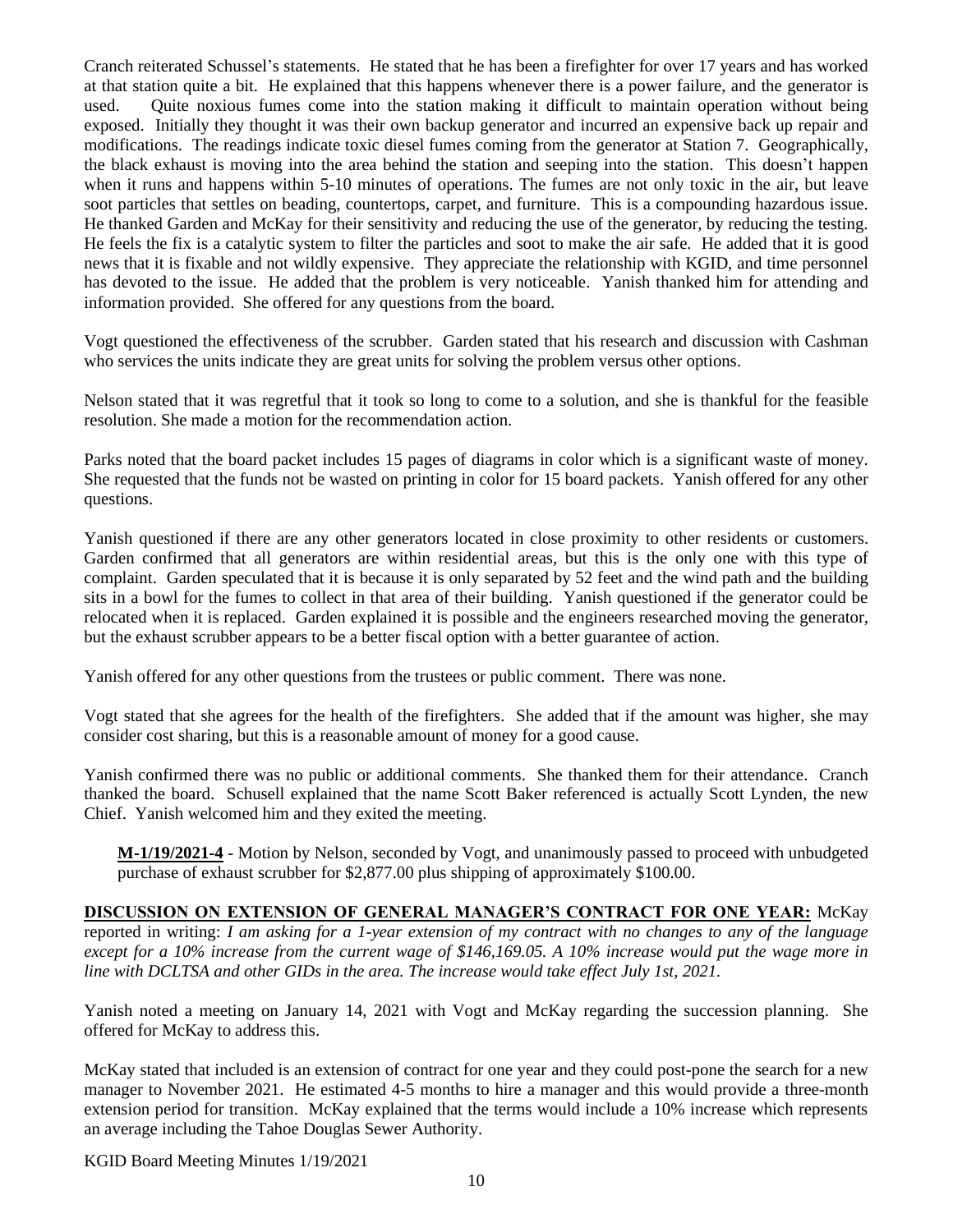Cranch reiterated Schussel's statements. He stated that he has been a firefighter for over 17 years and has worked at that station quite a bit. He explained that this happens whenever there is a power failure, and the generator is used. Quite noxious fumes come into the station making it difficult to maintain operation without being exposed. Initially they thought it was their own backup generator and incurred an expensive back up repair and modifications. The readings indicate toxic diesel fumes coming from the generator at Station 7. Geographically, the black exhaust is moving into the area behind the station and seeping into the station. This doesn't happen when it runs and happens within 5-10 minutes of operations. The fumes are not only toxic in the air, but leave soot particles that settles on beading, countertops, carpet, and furniture. This is a compounding hazardous issue. He thanked Garden and McKay for their sensitivity and reducing the use of the generator, by reducing the testing. He feels the fix is a catalytic system to filter the particles and soot to make the air safe. He added that it is good news that it is fixable and not wildly expensive. They appreciate the relationship with KGID, and time personnel has devoted to the issue. He added that the problem is very noticeable. Yanish thanked him for attending and information provided. She offered for any questions from the board.

Vogt questioned the effectiveness of the scrubber. Garden stated that his research and discussion with Cashman who services the units indicate they are great units for solving the problem versus other options.

Nelson stated that it was regretful that it took so long to come to a solution, and she is thankful for the feasible resolution. She made a motion for the recommendation action.

Parks noted that the board packet includes 15 pages of diagrams in color which is a significant waste of money. She requested that the funds not be wasted on printing in color for 15 board packets. Yanish offered for any other questions.

Yanish questioned if there are any other generators located in close proximity to other residents or customers. Garden confirmed that all generators are within residential areas, but this is the only one with this type of complaint. Garden speculated that it is because it is only separated by 52 feet and the wind path and the building sits in a bowl for the fumes to collect in that area of their building. Yanish questioned if the generator could be relocated when it is replaced. Garden explained it is possible and the engineers researched moving the generator, but the exhaust scrubber appears to be a better fiscal option with a better guarantee of action.

Yanish offered for any other questions from the trustees or public comment. There was none.

Vogt stated that she agrees for the health of the firefighters. She added that if the amount was higher, she may consider cost sharing, but this is a reasonable amount of money for a good cause.

Yanish confirmed there was no public or additional comments. She thanked them for their attendance. Cranch thanked the board. Schusell explained that the name Scott Baker referenced is actually Scott Lynden, the new Chief. Yanish welcomed him and they exited the meeting.

> **M-1/19/2021-4** - Motion by Nelson, seconded by Vogt, and unanimously passed to proceed with unbudgeted purchase of exhaust scrubber for $2,877.00 plus shipping of approximately $100.00.

**DISCUSSION ON EXTENSION OF GENERAL MANAGER'S CONTRACT FOR ONE YEAR:** McKay reported in writing: *I am asking for a 1-year extension of my contract with no changes to any of the language except for a 10% increase from the current wage of $146,169.05. A 10% increase would put the wage more in line with DCLTSA and other GIDs in the area. The increase would take effect July 1st, 2021.*

Yanish noted a meeting on January 14, 2021 with Vogt and McKay regarding the succession planning. She offered for McKay to address this.

McKay stated that included is an extension of contract for one year and they could post-pone the search for a new manager to November 2021. He estimated 4-5 months to hire a manager and this would provide a three-month extension period for transition. McKay explained that the terms would include a 10% increase which represents an average including the Tahoe Douglas Sewer Authority.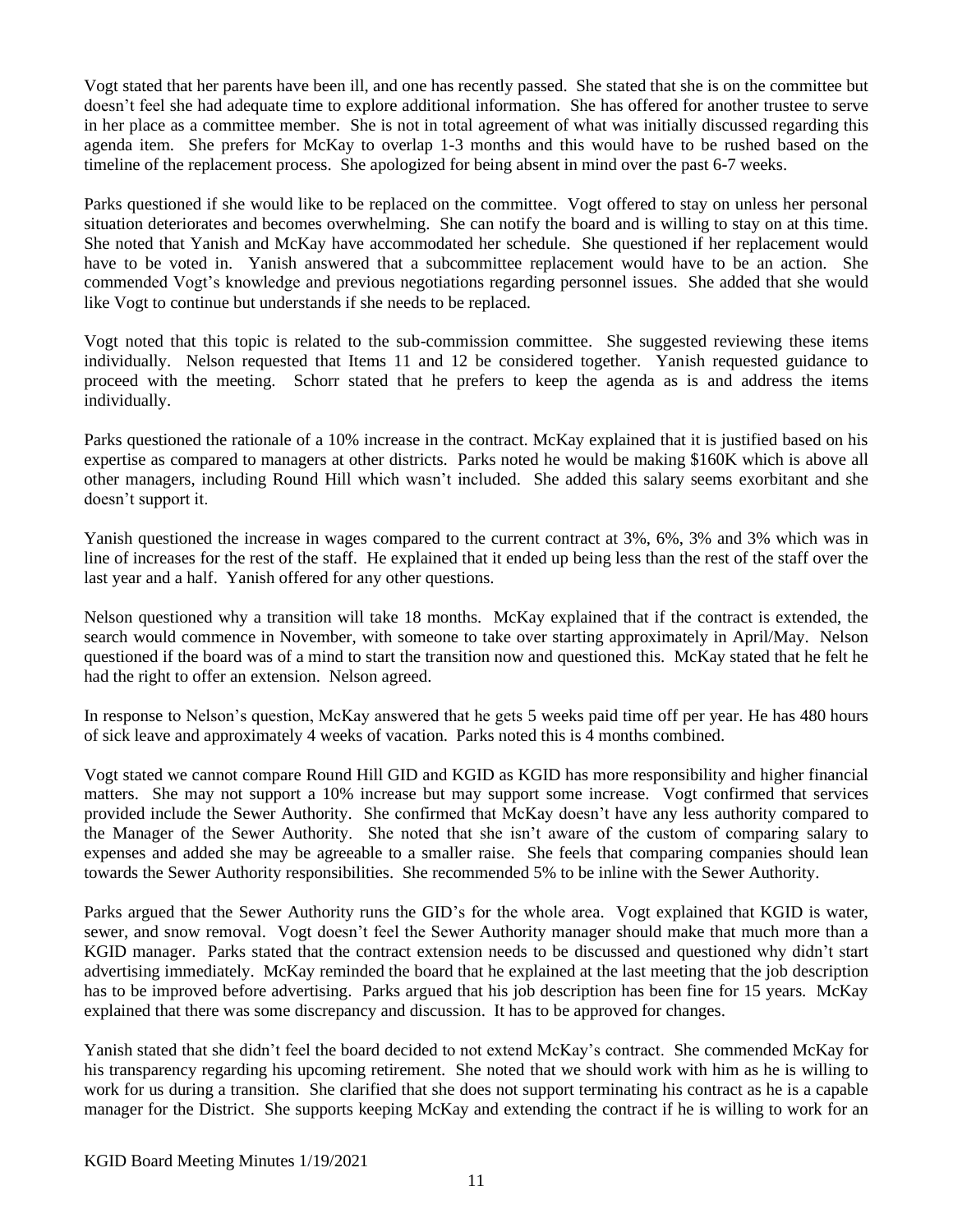Vogt stated that her parents have been ill, and one has recently passed. She stated that she is on the committee but doesn't feel she had adequate time to explore additional information. She has offered for another trustee to serve in her place as a committee member. She is not in total agreement of what was initially discussed regarding this agenda item. She prefers for McKay to overlap 1-3 months and this would have to be rushed based on the timeline of the replacement process. She apologized for being absent in mind over the past 6-7 weeks.

Parks questioned if she would like to be replaced on the committee. Vogt offered to stay on unless her personal situation deteriorates and becomes overwhelming. She can notify the board and is willing to stay on at this time. She noted that Yanish and McKay have accommodated her schedule. She questioned if her replacement would have to be voted in. Yanish answered that a subcommittee replacement would have to be an action. She commended Vogt's knowledge and previous negotiations regarding personnel issues. She added that she would like Vogt to continue but understands if she needs to be replaced.

Vogt noted that this topic is related to the sub-commission committee. She suggested reviewing these items individually. Nelson requested that Items 11 and 12 be considered together. Yanish requested guidance to proceed with the meeting. Schorr stated that he prefers to keep the agenda as is and address the items individually.

Parks questioned the rationale of a 10% increase in the contract. McKay explained that it is justified based on his expertise as compared to managers at other districts. Parks noted he would be making $160K which is above all other managers, including Round Hill which wasn't included. She added this salary seems exorbitant and she doesn't support it.

Yanish questioned the increase in wages compared to the current contract at 3%, 6%, 3% and 3% which was in line of increases for the rest of the staff. He explained that it ended up being less than the rest of the staff over the last year and a half. Yanish offered for any other questions.

Nelson questioned why a transition will take 18 months. McKay explained that if the contract is extended, the search would commence in November, with someone to take over starting approximately in April/May. Nelson questioned if the board was of a mind to start the transition now and questioned this. McKay stated that he felt he had the right to offer an extension. Nelson agreed.

In response to Nelson's question, McKay answered that he gets 5 weeks paid time off per year. He has 480 hours of sick leave and approximately 4 weeks of vacation. Parks noted this is 4 months combined.

Vogt stated we cannot compare Round Hill GID and KGID as KGID has more responsibility and higher financial matters. She may not support a 10% increase but may support some increase. Vogt confirmed that services provided include the Sewer Authority. She confirmed that McKay doesn't have any less authority compared to the Manager of the Sewer Authority. She noted that she isn't aware of the custom of comparing salary to expenses and added she may be agreeable to a smaller raise. She feels that comparing companies should lean towards the Sewer Authority responsibilities. She recommended 5% to be inline with the Sewer Authority.

Parks argued that the Sewer Authority runs the GID's for the whole area. Vogt explained that KGID is water, sewer, and snow removal. Vogt doesn't feel the Sewer Authority manager should make that much more than a KGID manager. Parks stated that the contract extension needs to be discussed and questioned why didn't start advertising immediately. McKay reminded the board that he explained at the last meeting that the job description has to be improved before advertising. Parks argued that his job description has been fine for 15 years. McKay explained that there was some discrepancy and discussion. It has to be approved for changes.

Yanish stated that she didn't feel the board decided to not extend McKay's contract. She commended McKay for his transparency regarding his upcoming retirement. She noted that we should work with him as he is willing to work for us during a transition. She clarified that she does not support terminating his contract as he is a capable manager for the District. She supports keeping McKay and extending the contract if he is willing to work for an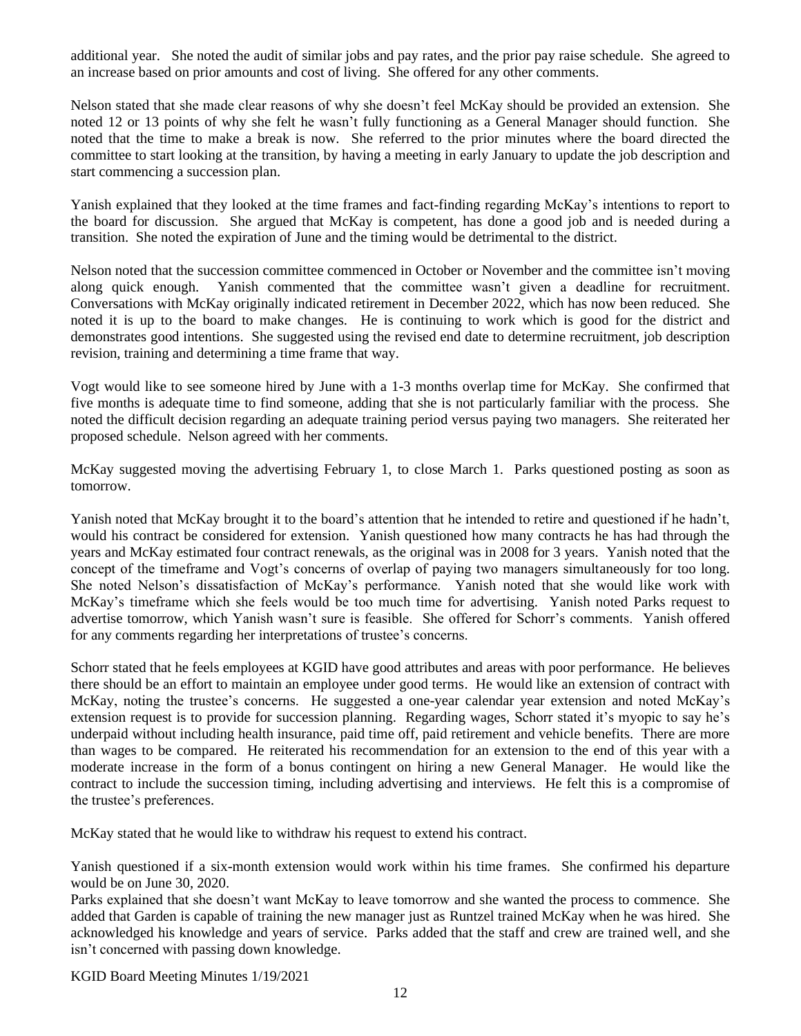additional year. She noted the audit of similar jobs and pay rates, and the prior pay raise schedule. She agreed to an increase based on prior amounts and cost of living. She offered for any other comments.

Nelson stated that she made clear reasons of why she doesn't feel McKay should be provided an extension. She noted 12 or 13 points of why she felt he wasn't fully functioning as a General Manager should function. She noted that the time to make a break is now. She referred to the prior minutes where the board directed the committee to start looking at the transition, by having a meeting in early January to update the job description and start commencing a succession plan.

Yanish explained that they looked at the time frames and fact-finding regarding McKay's intentions to report to the board for discussion. She argued that McKay is competent, has done a good job and is needed during a transition. She noted the expiration of June and the timing would be detrimental to the district.

Nelson noted that the succession committee commenced in October or November and the committee isn't moving along quick enough. Yanish commented that the committee wasn't given a deadline for recruitment. Conversations with McKay originally indicated retirement in December 2022, which has now been reduced. She noted it is up to the board to make changes. He is continuing to work which is good for the district and demonstrates good intentions. She suggested using the revised end date to determine recruitment, job description revision, training and determining a time frame that way.

Vogt would like to see someone hired by June with a 1-3 months overlap time for McKay. She confirmed that five months is adequate time to find someone, adding that she is not particularly familiar with the process. She noted the difficult decision regarding an adequate training period versus paying two managers. She reiterated her proposed schedule. Nelson agreed with her comments.

McKay suggested moving the advertising February 1, to close March 1. Parks questioned posting as soon as tomorrow.

Yanish noted that McKay brought it to the board's attention that he intended to retire and questioned if he hadn't, would his contract be considered for extension. Yanish questioned how many contracts he has had through the years and McKay estimated four contract renewals, as the original was in 2008 for 3 years. Yanish noted that the concept of the timeframe and Vogt's concerns of overlap of paying two managers simultaneously for too long. She noted Nelson's dissatisfaction of McKay's performance. Yanish noted that she would like work with McKay's timeframe which she feels would be too much time for advertising. Yanish noted Parks request to advertise tomorrow, which Yanish wasn't sure is feasible. She offered for Schorr's comments. Yanish offered for any comments regarding her interpretations of trustee's concerns.

Schorr stated that he feels employees at KGID have good attributes and areas with poor performance. He believes there should be an effort to maintain an employee under good terms. He would like an extension of contract with McKay, noting the trustee's concerns. He suggested a one-year calendar year extension and noted McKay's extension request is to provide for succession planning. Regarding wages, Schorr stated it's myopic to say he's underpaid without including health insurance, paid time off, paid retirement and vehicle benefits. There are more than wages to be compared. He reiterated his recommendation for an extension to the end of this year with a moderate increase in the form of a bonus contingent on hiring a new General Manager. He would like the contract to include the succession timing, including advertising and interviews. He felt this is a compromise of the trustee's preferences.

McKay stated that he would like to withdraw his request to extend his contract.

Yanish questioned if a six-month extension would work within his time frames. She confirmed his departure would be on June 30, 2020.

Parks explained that she doesn't want McKay to leave tomorrow and she wanted the process to commence. She added that Garden is capable of training the new manager just as Runtzel trained McKay when he was hired. She acknowledged his knowledge and years of service. Parks added that the staff and crew are trained well, and she isn't concerned with passing down knowledge.

KGID Board Meeting Minutes 1/19/2021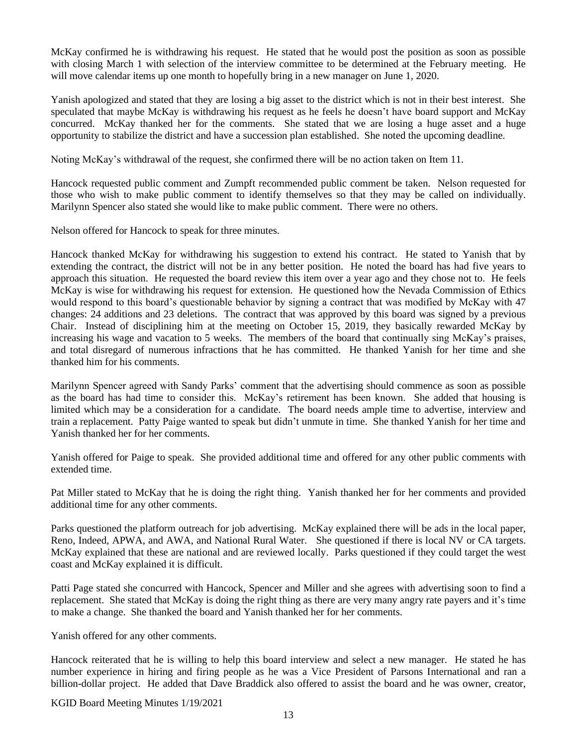McKay confirmed he is withdrawing his request. He stated that he would post the position as soon as possible with closing March 1 with selection of the interview committee to be determined at the February meeting. He will move calendar items up one month to hopefully bring in a new manager on June 1, 2020.

Yanish apologized and stated that they are losing a big asset to the district which is not in their best interest. She speculated that maybe McKay is withdrawing his request as he feels he doesn't have board support and McKay concurred. McKay thanked her for the comments. She stated that we are losing a huge asset and a huge opportunity to stabilize the district and have a succession plan established. She noted the upcoming deadline.

Noting McKay's withdrawal of the request, she confirmed there will be no action taken on Item 11.

Hancock requested public comment and Zumpft recommended public comment be taken. Nelson requested for those who wish to make public comment to identify themselves so that they may be called on individually. Marilynn Spencer also stated she would like to make public comment. There were no others.

Nelson offered for Hancock to speak for three minutes.

Hancock thanked McKay for withdrawing his suggestion to extend his contract. He stated to Yanish that by extending the contract, the district will not be in any better position. He noted the board has had five years to approach this situation. He requested the board review this item over a year ago and they chose not to. He feels McKay is wise for withdrawing his request for extension. He questioned how the Nevada Commission of Ethics would respond to this board's questionable behavior by signing a contract that was modified by McKay with 47 changes: 24 additions and 23 deletions. The contract that was approved by this board was signed by a previous Chair. Instead of disciplining him at the meeting on October 15, 2019, they basically rewarded McKay by increasing his wage and vacation to 5 weeks. The members of the board that continually sing McKay's praises, and total disregard of numerous infractions that he has committed. He thanked Yanish for her time and she thanked him for his comments.

Marilynn Spencer agreed with Sandy Parks' comment that the advertising should commence as soon as possible as the board has had time to consider this. McKay's retirement has been known. She added that housing is limited which may be a consideration for a candidate. The board needs ample time to advertise, interview and train a replacement. Patty Paige wanted to speak but didn't unmute in time. She thanked Yanish for her time and Yanish thanked her for her comments.

Yanish offered for Paige to speak. She provided additional time and offered for any other public comments with extended time.

Pat Miller stated to McKay that he is doing the right thing. Yanish thanked her for her comments and provided additional time for any other comments.

Parks questioned the platform outreach for job advertising. McKay explained there will be ads in the local paper, Reno, Indeed, APWA, and AWA, and National Rural Water. She questioned if there is local NV or CA targets. McKay explained that these are national and are reviewed locally. Parks questioned if they could target the west coast and McKay explained it is difficult.

Patti Page stated she concurred with Hancock, Spencer and Miller and she agrees with advertising soon to find a replacement. She stated that McKay is doing the right thing as there are very many angry rate payers and it's time to make a change. She thanked the board and Yanish thanked her for her comments.

Yanish offered for any other comments.

Hancock reiterated that he is willing to help this board interview and select a new manager. He stated he has number experience in hiring and firing people as he was a Vice President of Parsons International and ran a billion-dollar project. He added that Dave Braddick also offered to assist the board and he was owner, creator,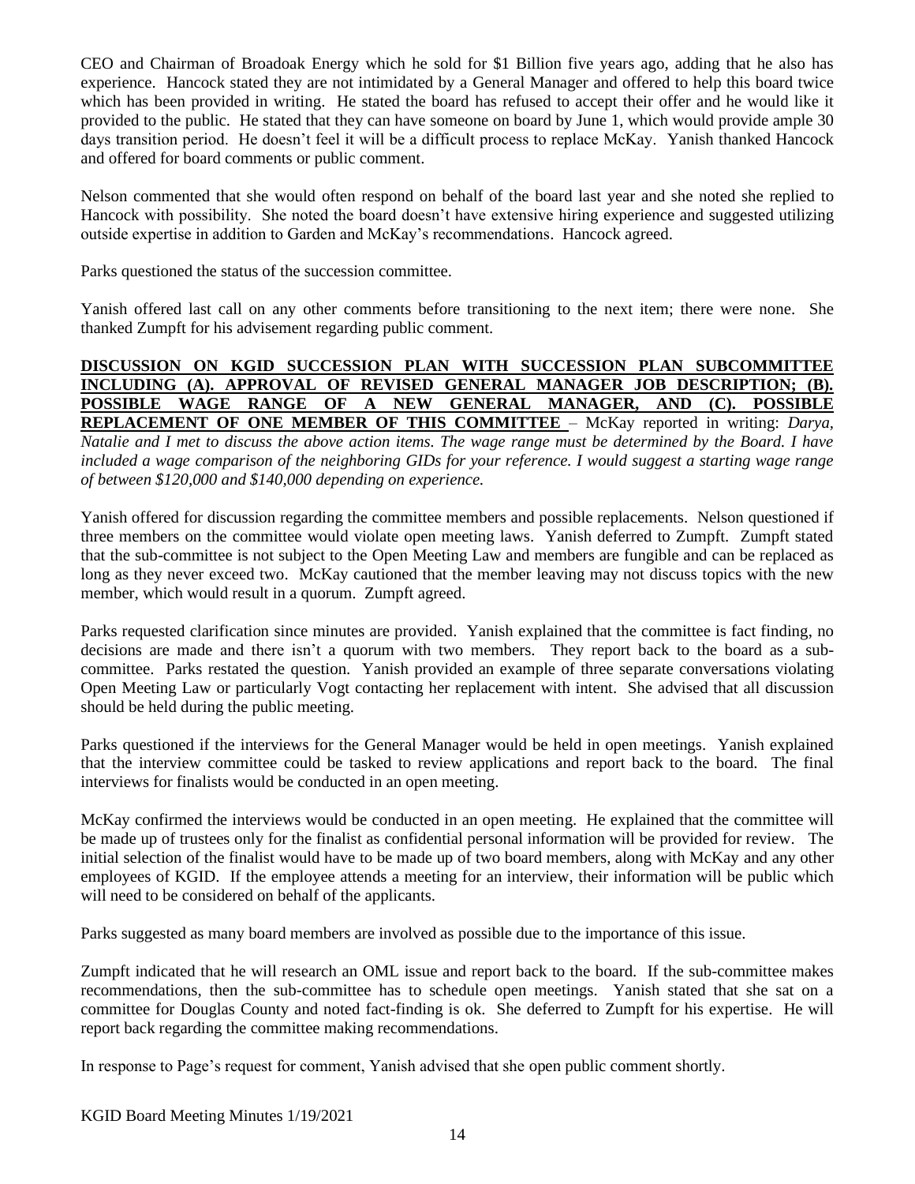CEO and Chairman of Broadoak Energy which he sold for $1 Billion five years ago, adding that he also has experience. Hancock stated they are not intimidated by a General Manager and offered to help this board twice which has been provided in writing. He stated the board has refused to accept their offer and he would like it provided to the public. He stated that they can have someone on board by June 1, which would provide ample 30 days transition period. He doesn't feel it will be a difficult process to replace McKay. Yanish thanked Hancock and offered for board comments or public comment.

Nelson commented that she would often respond on behalf of the board last year and she noted she replied to Hancock with possibility. She noted the board doesn't have extensive hiring experience and suggested utilizing outside expertise in addition to Garden and McKay's recommendations. Hancock agreed.

Parks questioned the status of the succession committee.

Yanish offered last call on any other comments before transitioning to the next item; there were none. She thanked Zumpft for his advisement regarding public comment.

**DISCUSSION ON KGID SUCCESSION PLAN WITH SUCCESSION PLAN SUBCOMMITTEE INCLUDING (A). APPROVAL OF REVISED GENERAL MANAGER JOB DESCRIPTION; (B). POSSIBLE WAGE RANGE OF A NEW GENERAL MANAGER, AND (C). POSSIBLE REPLACEMENT OF ONE MEMBER OF THIS COMMITTEE** – McKay reported in writing: *Darya, Natalie and I met to discuss the above action items. The wage range must be determined by the Board. I have included a wage comparison of the neighboring GIDs for your reference. I would suggest a starting wage range of between $120,000 and $140,000 depending on experience.*

Yanish offered for discussion regarding the committee members and possible replacements. Nelson questioned if three members on the committee would violate open meeting laws. Yanish deferred to Zumpft. Zumpft stated that the sub-committee is not subject to the Open Meeting Law and members are fungible and can be replaced as long as they never exceed two. McKay cautioned that the member leaving may not discuss topics with the new member, which would result in a quorum. Zumpft agreed.

Parks requested clarification since minutes are provided. Yanish explained that the committee is fact finding, no decisions are made and there isn't a quorum with two members. They report back to the board as a sub-committee. Parks restated the question. Yanish provided an example of three separate conversations violating Open Meeting Law or particularly Vogt contacting her replacement with intent. She advised that all discussion should be held during the public meeting.

Parks questioned if the interviews for the General Manager would be held in open meetings. Yanish explained that the interview committee could be tasked to review applications and report back to the board. The final interviews for finalists would be conducted in an open meeting.

McKay confirmed the interviews would be conducted in an open meeting. He explained that the committee will be made up of trustees only for the finalist as confidential personal information will be provided for review. The initial selection of the finalist would have to be made up of two board members, along with McKay and any other employees of KGID. If the employee attends a meeting for an interview, their information will be public which will need to be considered on behalf of the applicants.

Parks suggested as many board members are involved as possible due to the importance of this issue.

Zumpft indicated that he will research an OML issue and report back to the board. If the sub-committee makes recommendations, then the sub-committee has to schedule open meetings. Yanish stated that she sat on a committee for Douglas County and noted fact-finding is ok. She deferred to Zumpft for his expertise. He will report back regarding the committee making recommendations.

In response to Page's request for comment, Yanish advised that she open public comment shortly.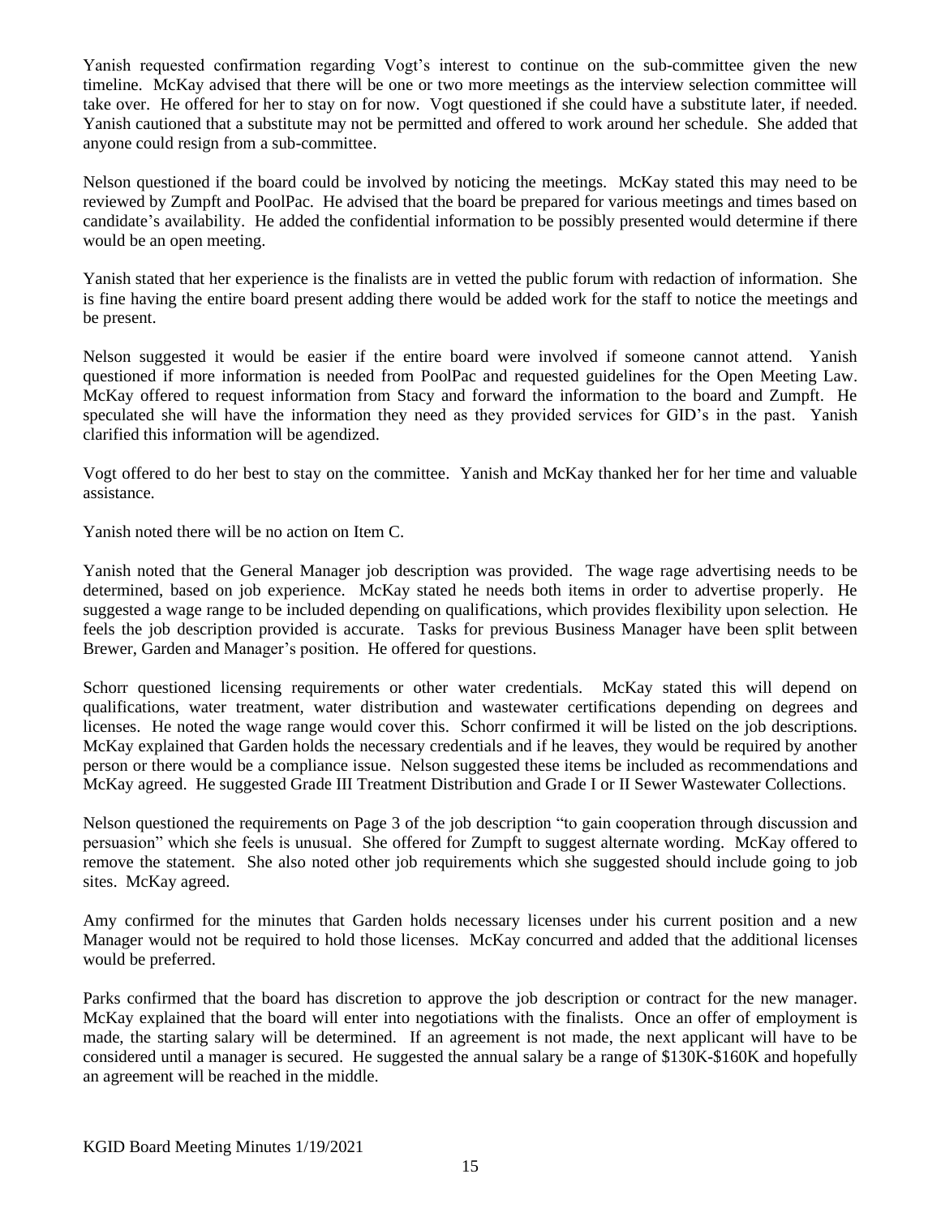Yanish requested confirmation regarding Vogt's interest to continue on the sub-committee given the new timeline. McKay advised that there will be one or two more meetings as the interview selection committee will take over. He offered for her to stay on for now. Vogt questioned if she could have a substitute later, if needed. Yanish cautioned that a substitute may not be permitted and offered to work around her schedule. She added that anyone could resign from a sub-committee.

Nelson questioned if the board could be involved by noticing the meetings. McKay stated this may need to be reviewed by Zumpft and PoolPac. He advised that the board be prepared for various meetings and times based on candidate's availability. He added the confidential information to be possibly presented would determine if there would be an open meeting.

Yanish stated that her experience is the finalists are in vetted the public forum with redaction of information. She is fine having the entire board present adding there would be added work for the staff to notice the meetings and be present.

Nelson suggested it would be easier if the entire board were involved if someone cannot attend. Yanish questioned if more information is needed from PoolPac and requested guidelines for the Open Meeting Law. McKay offered to request information from Stacy and forward the information to the board and Zumpft. He speculated she will have the information they need as they provided services for GID's in the past. Yanish clarified this information will be agendized.

Vogt offered to do her best to stay on the committee. Yanish and McKay thanked her for her time and valuable assistance.

Yanish noted there will be no action on Item C.

Yanish noted that the General Manager job description was provided. The wage rage advertising needs to be determined, based on job experience. McKay stated he needs both items in order to advertise properly. He suggested a wage range to be included depending on qualifications, which provides flexibility upon selection. He feels the job description provided is accurate. Tasks for previous Business Manager have been split between Brewer, Garden and Manager's position. He offered for questions.

Schorr questioned licensing requirements or other water credentials. McKay stated this will depend on qualifications, water treatment, water distribution and wastewater certifications depending on degrees and licenses. He noted the wage range would cover this. Schorr confirmed it will be listed on the job descriptions. McKay explained that Garden holds the necessary credentials and if he leaves, they would be required by another person or there would be a compliance issue. Nelson suggested these items be included as recommendations and McKay agreed. He suggested Grade III Treatment Distribution and Grade I or II Sewer Wastewater Collections.

Nelson questioned the requirements on Page 3 of the job description "to gain cooperation through discussion and persuasion" which she feels is unusual. She offered for Zumpft to suggest alternate wording. McKay offered to remove the statement. She also noted other job requirements which she suggested should include going to job sites. McKay agreed.

Amy confirmed for the minutes that Garden holds necessary licenses under his current position and a new Manager would not be required to hold those licenses. McKay concurred and added that the additional licenses would be preferred.

Parks confirmed that the board has discretion to approve the job description or contract for the new manager. McKay explained that the board will enter into negotiations with the finalists. Once an offer of employment is made, the starting salary will be determined. If an agreement is not made, the next applicant will have to be considered until a manager is secured. He suggested the annual salary be a range of $130K-$160K and hopefully an agreement will be reached in the middle.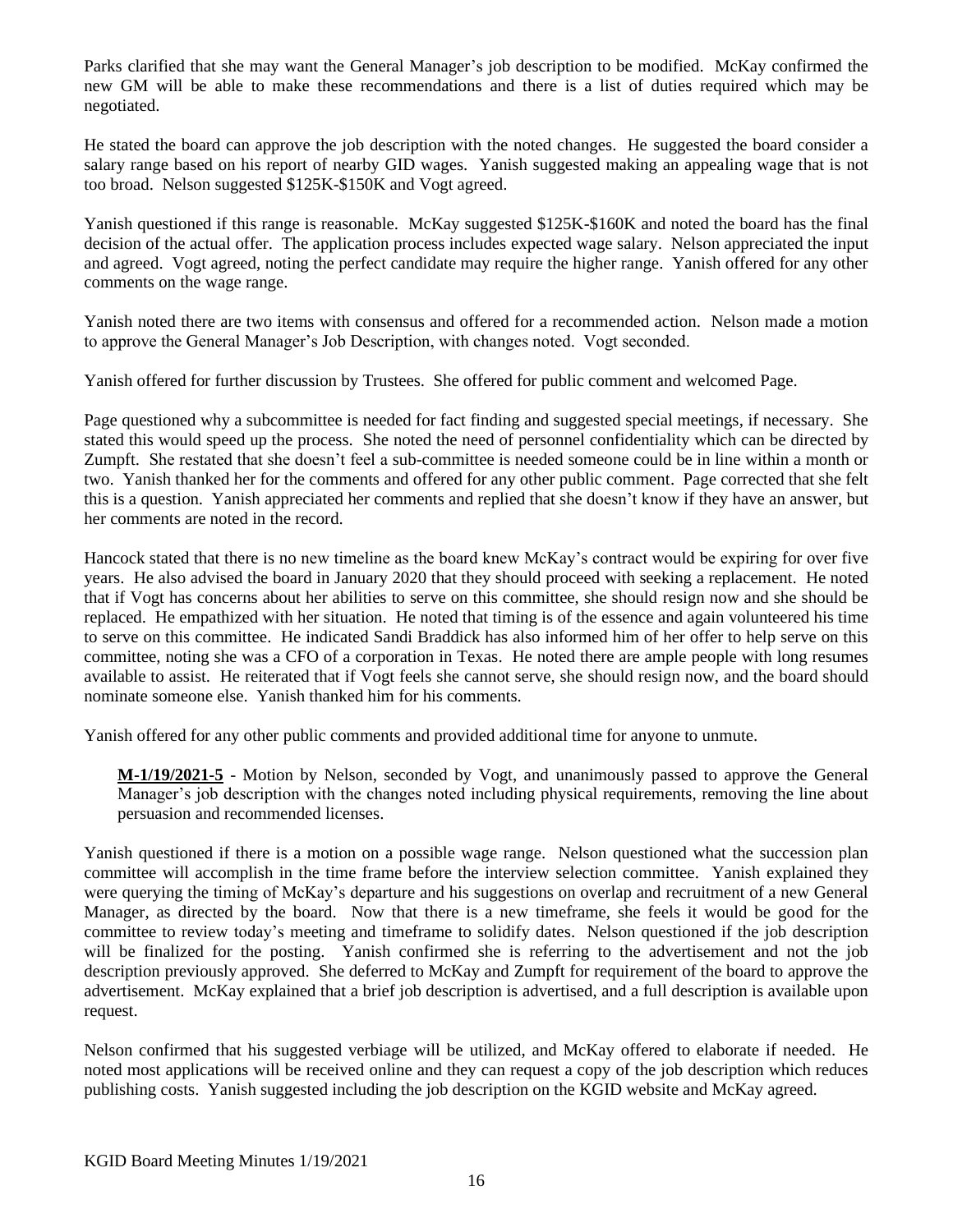Parks clarified that she may want the General Manager's job description to be modified. McKay confirmed the new GM will be able to make these recommendations and there is a list of duties required which may be negotiated.

He stated the board can approve the job description with the noted changes. He suggested the board consider a salary range based on his report of nearby GID wages. Yanish suggested making an appealing wage that is not too broad. Nelson suggested $125K-$150K and Vogt agreed.

Yanish questioned if this range is reasonable. McKay suggested $125K-$160K and noted the board has the final decision of the actual offer. The application process includes expected wage salary. Nelson appreciated the input and agreed. Vogt agreed, noting the perfect candidate may require the higher range. Yanish offered for any other comments on the wage range.

Yanish noted there are two items with consensus and offered for a recommended action. Nelson made a motion to approve the General Manager's Job Description, with changes noted. Vogt seconded.

Yanish offered for further discussion by Trustees. She offered for public comment and welcomed Page.

Page questioned why a subcommittee is needed for fact finding and suggested special meetings, if necessary. She stated this would speed up the process. She noted the need of personnel confidentiality which can be directed by Zumpft. She restated that she doesn't feel a sub-committee is needed someone could be in line within a month or two. Yanish thanked her for the comments and offered for any other public comment. Page corrected that she felt this is a question. Yanish appreciated her comments and replied that she doesn't know if they have an answer, but her comments are noted in the record.

Hancock stated that there is no new timeline as the board knew McKay's contract would be expiring for over five years. He also advised the board in January 2020 that they should proceed with seeking a replacement. He noted that if Vogt has concerns about her abilities to serve on this committee, she should resign now and she should be replaced. He empathized with her situation. He noted that timing is of the essence and again volunteered his time to serve on this committee. He indicated Sandi Braddick has also informed him of her offer to help serve on this committee, noting she was a CFO of a corporation in Texas. He noted there are ample people with long resumes available to assist. He reiterated that if Vogt feels she cannot serve, she should resign now, and the board should nominate someone else. Yanish thanked him for his comments.

Yanish offered for any other public comments and provided additional time for anyone to unmute.

> **M-1/19/2021-5** - Motion by Nelson, seconded by Vogt, and unanimously passed to approve the General Manager's job description with the changes noted including physical requirements, removing the line about persuasion and recommended licenses.

Yanish questioned if there is a motion on a possible wage range. Nelson questioned what the succession plan committee will accomplish in the time frame before the interview selection committee. Yanish explained they were querying the timing of McKay's departure and his suggestions on overlap and recruitment of a new General Manager, as directed by the board. Now that there is a new timeframe, she feels it would be good for the committee to review today's meeting and timeframe to solidify dates. Nelson questioned if the job description will be finalized for the posting. Yanish confirmed she is referring to the advertisement and not the job description previously approved. She deferred to McKay and Zumpft for requirement of the board to approve the advertisement. McKay explained that a brief job description is advertised, and a full description is available upon request.

Nelson confirmed that his suggested verbiage will be utilized, and McKay offered to elaborate if needed. He noted most applications will be received online and they can request a copy of the job description which reduces publishing costs. Yanish suggested including the job description on the KGID website and McKay agreed.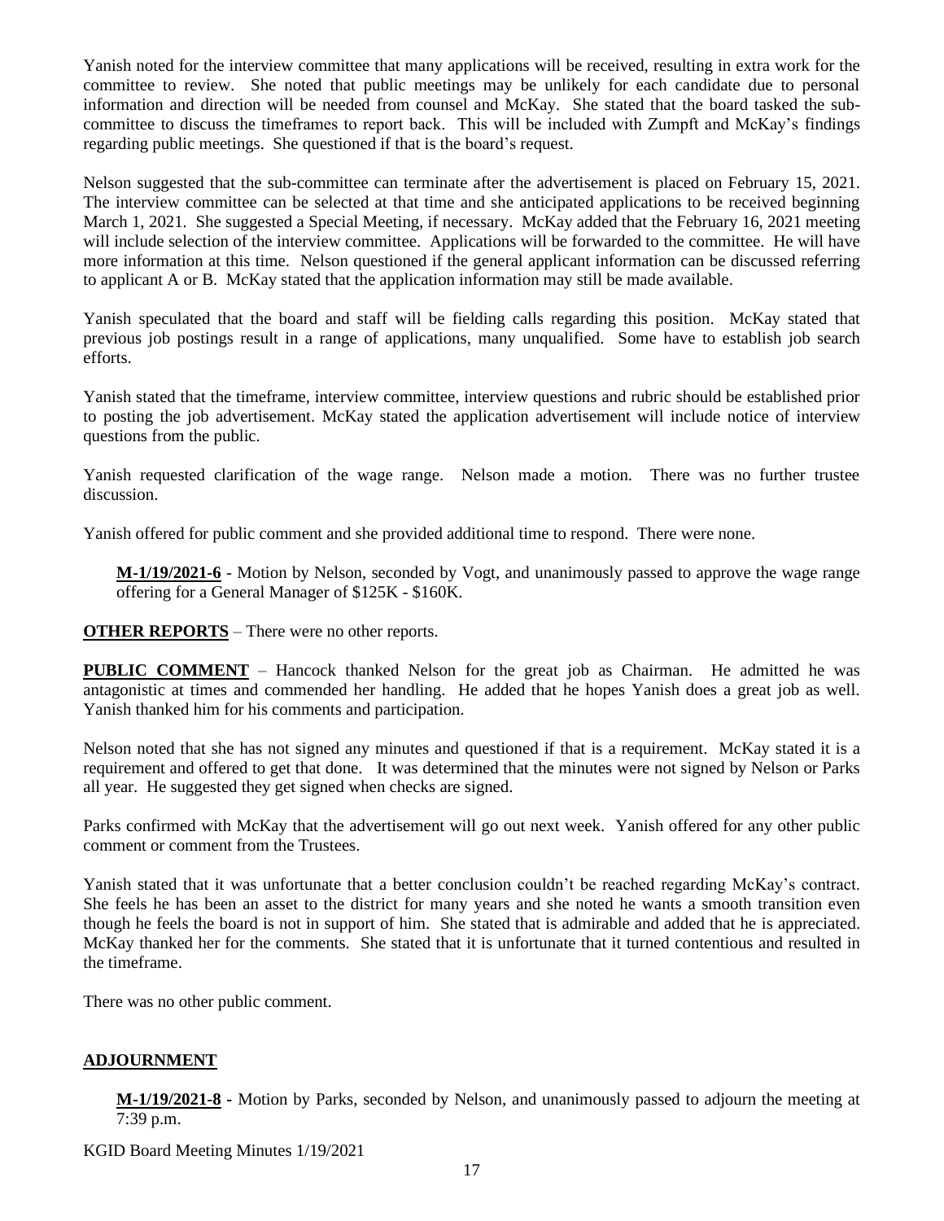Yanish noted for the interview committee that many applications will be received, resulting in extra work for the committee to review. She noted that public meetings may be unlikely for each candidate due to personal information and direction will be needed from counsel and McKay. She stated that the board tasked the sub-committee to discuss the timeframes to report back. This will be included with Zumpft and McKay's findings regarding public meetings. She questioned if that is the board's request.

Nelson suggested that the sub-committee can terminate after the advertisement is placed on February 15, 2021. The interview committee can be selected at that time and she anticipated applications to be received beginning March 1, 2021. She suggested a Special Meeting, if necessary. McKay added that the February 16, 2021 meeting will include selection of the interview committee. Applications will be forwarded to the committee. He will have more information at this time. Nelson questioned if the general applicant information can be discussed referring to applicant A or B. McKay stated that the application information may still be made available.

Yanish speculated that the board and staff will be fielding calls regarding this position. McKay stated that previous job postings result in a range of applications, many unqualified. Some have to establish job search efforts.

Yanish stated that the timeframe, interview committee, interview questions and rubric should be established prior to posting the job advertisement. McKay stated the application advertisement will include notice of interview questions from the public.

Yanish requested clarification of the wage range. Nelson made a motion. There was no further trustee discussion.

Yanish offered for public comment and she provided additional time to respond. There were none.

> **M-1/19/2021-6** - Motion by Nelson, seconded by Vogt, and unanimously passed to approve the wage range offering for a General Manager of $125K - $160K.

**OTHER REPORTS** – There were no other reports.

**PUBLIC COMMENT** – Hancock thanked Nelson for the great job as Chairman. He admitted he was antagonistic at times and commended her handling. He added that he hopes Yanish does a great job as well. Yanish thanked him for his comments and participation.

Nelson noted that she has not signed any minutes and questioned if that is a requirement. McKay stated it is a requirement and offered to get that done. It was determined that the minutes were not signed by Nelson or Parks all year. He suggested they get signed when checks are signed.

Parks confirmed with McKay that the advertisement will go out next week. Yanish offered for any other public comment or comment from the Trustees.

Yanish stated that it was unfortunate that a better conclusion couldn't be reached regarding McKay's contract. She feels he has been an asset to the district for many years and she noted he wants a smooth transition even though he feels the board is not in support of him. She stated that is admirable and added that he is appreciated. McKay thanked her for the comments. She stated that it is unfortunate that it turned contentious and resulted in the timeframe.

There was no other public comment.

## ADJOURNMENT

> **M-1/19/2021-8** - Motion by Parks, seconded by Nelson, and unanimously passed to adjourn the meeting at 7:39 p.m.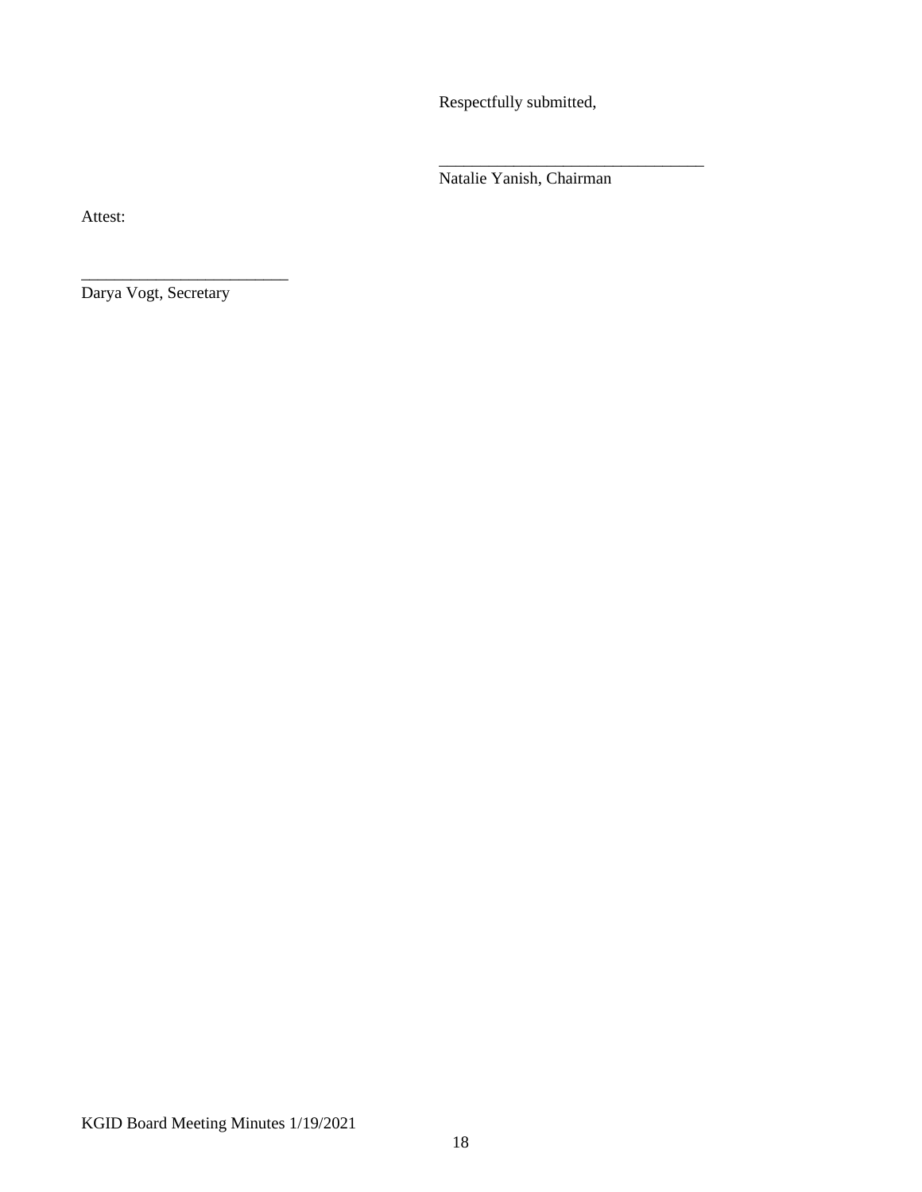Respectfully submitted,

\_\_\_\_\_\_\_\_\_\_\_\_\_\_\_\_\_\_\_\_\_\_\_\_\_\_\_\_\_\_\_\_

Natalie Yanish, Chairman

Attest:

\_\_\_\_\_\_\_\_\_\_\_\_\_\_\_\_\_\_\_\_\_\_\_\_\_

Darya Vogt, Secretary